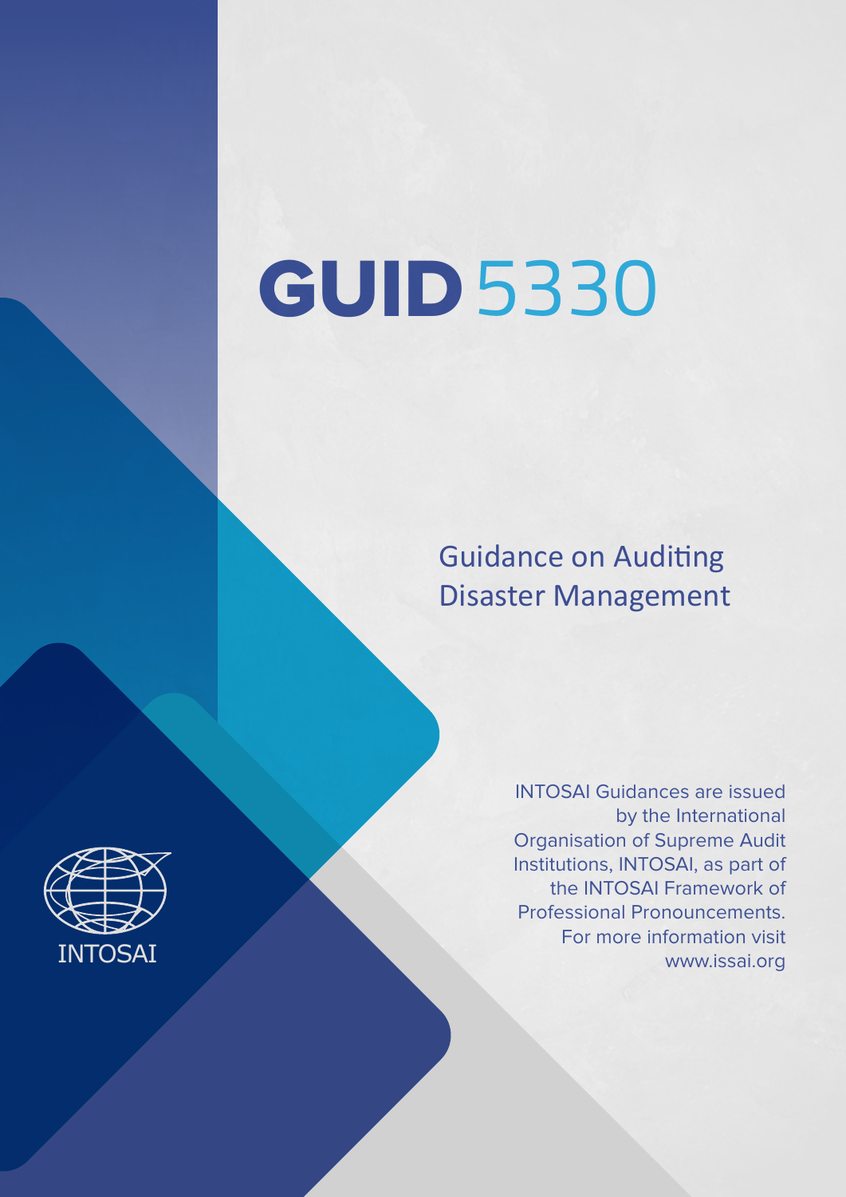# GUID 5330

## Guidance on Auditing Disaster Management

INTOSAI Guidances are issued by the International Organisation of Supreme Audit Institutions, INTOSAI, as part of the INTOSAI Framework of Professional Pronouncements. For more information visit www.issai.org

INTOSAI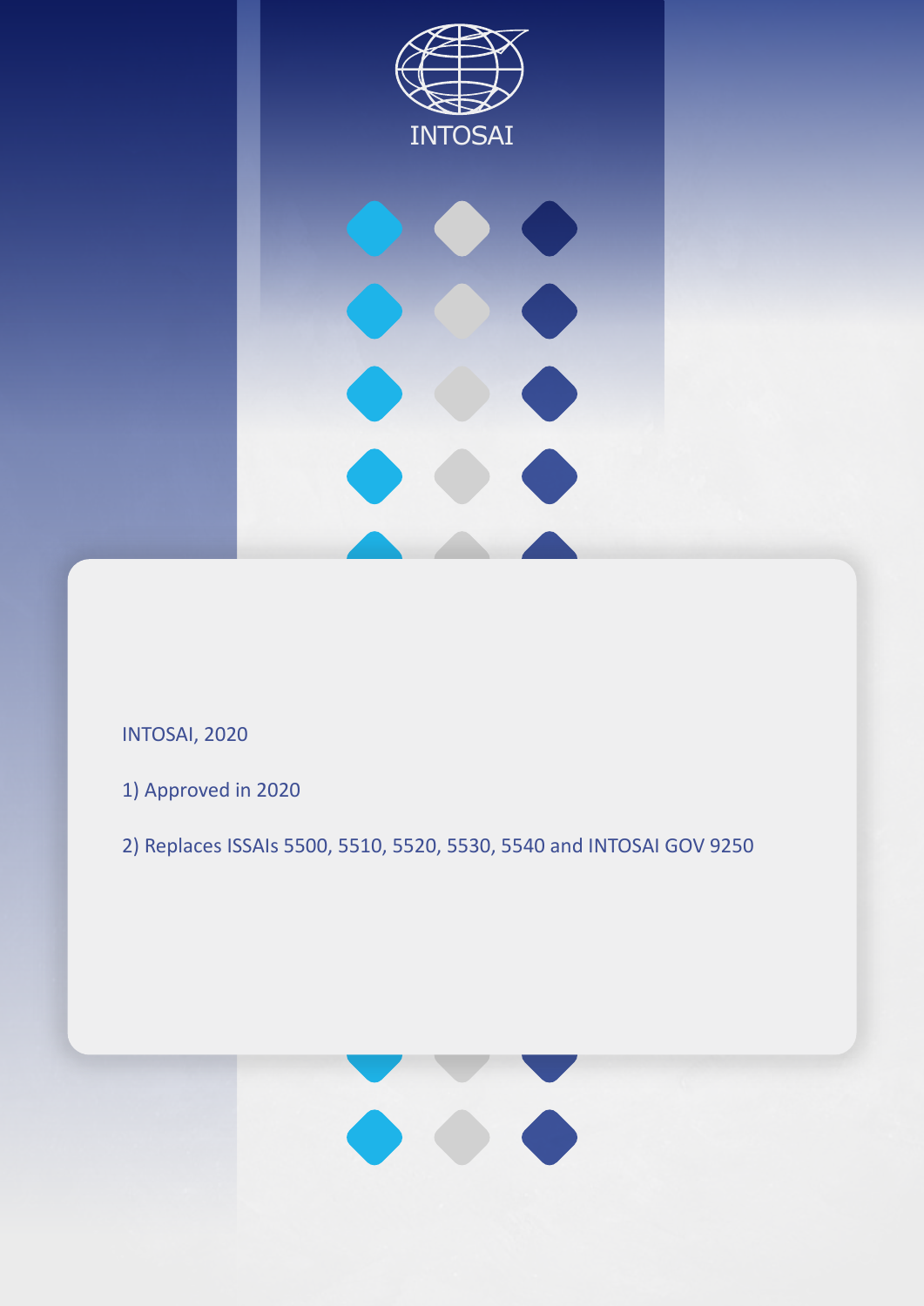INTOSAI

INTOSAI, 2020

1) Approved in 2020

2) Replaces ISSAIs 5500, 5510, 5520, 5530, 5540 and INTOSAI GOV 9250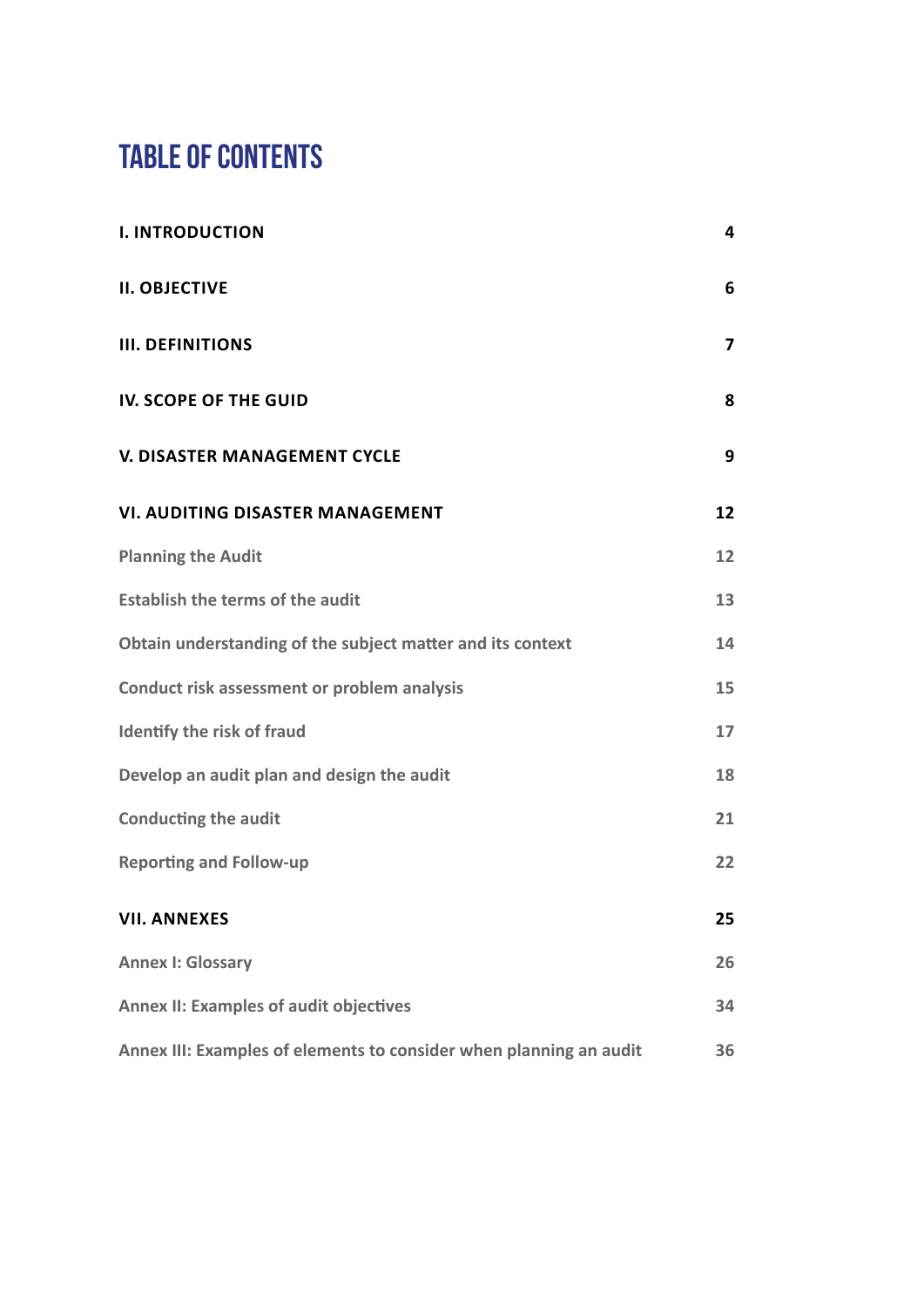# TABLE OF CONTENTS

| | |
|---|---|
| **I. INTRODUCTION** | **4** |
| **II. OBJECTIVE** | **6** |
| **III. DEFINITIONS** | **7** |
| **IV. SCOPE OF THE GUID** | **8** |
| **V. DISASTER MANAGEMENT CYCLE** | **9** |
| **VI. AUDITING DISASTER MANAGEMENT** | **12** |
| Planning the Audit | 12 |
| Establish the terms of the audit | 13 |
| Obtain understanding of the subject matter and its context | 14 |
| Conduct risk assessment or problem analysis | 15 |
| Identify the risk of fraud | 17 |
| Develop an audit plan and design the audit | 18 |
| Conducting the audit | 21 |
| Reporting and Follow-up | 22 |
| **VII. ANNEXES** | **25** |
| Annex I: Glossary | 26 |
| Annex II: Examples of audit objectives | 34 |
| Annex III: Examples of elements to consider when planning an audit | 36 |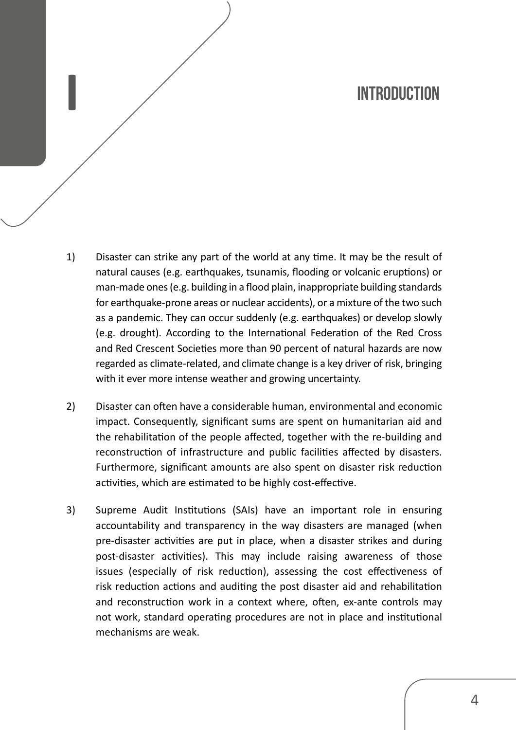# I INTRODUCTION

1) Disaster can strike any part of the world at any time. It may be the result of natural causes (e.g. earthquakes, tsunamis, flooding or volcanic eruptions) or man-made ones (e.g. building in a flood plain, inappropriate building standards for earthquake-prone areas or nuclear accidents), or a mixture of the two such as a pandemic. They can occur suddenly (e.g. earthquakes) or develop slowly (e.g. drought). According to the International Federation of the Red Cross and Red Crescent Societies more than 90 percent of natural hazards are now regarded as climate-related, and climate change is a key driver of risk, bringing with it ever more intense weather and growing uncertainty.

2) Disaster can often have a considerable human, environmental and economic impact. Consequently, significant sums are spent on humanitarian aid and the rehabilitation of the people affected, together with the re-building and reconstruction of infrastructure and public facilities affected by disasters. Furthermore, significant amounts are also spent on disaster risk reduction activities, which are estimated to be highly cost-effective.

3) Supreme Audit Institutions (SAIs) have an important role in ensuring accountability and transparency in the way disasters are managed (when pre-disaster activities are put in place, when a disaster strikes and during post-disaster activities). This may include raising awareness of those issues (especially of risk reduction), assessing the cost effectiveness of risk reduction actions and auditing the post disaster aid and rehabilitation and reconstruction work in a context where, often, ex-ante controls may not work, standard operating procedures are not in place and institutional mechanisms are weak.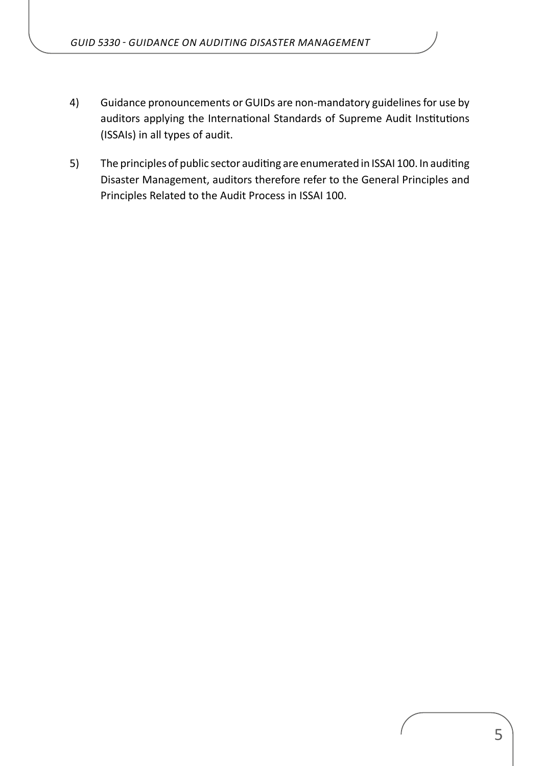4) Guidance pronouncements or GUIDs are non-mandatory guidelines for use by auditors applying the International Standards of Supreme Audit Institutions (ISSAIs) in all types of audit.

5) The principles of public sector auditing are enumerated in ISSAI 100. In auditing Disaster Management, auditors therefore refer to the General Principles and Principles Related to the Audit Process in ISSAI 100.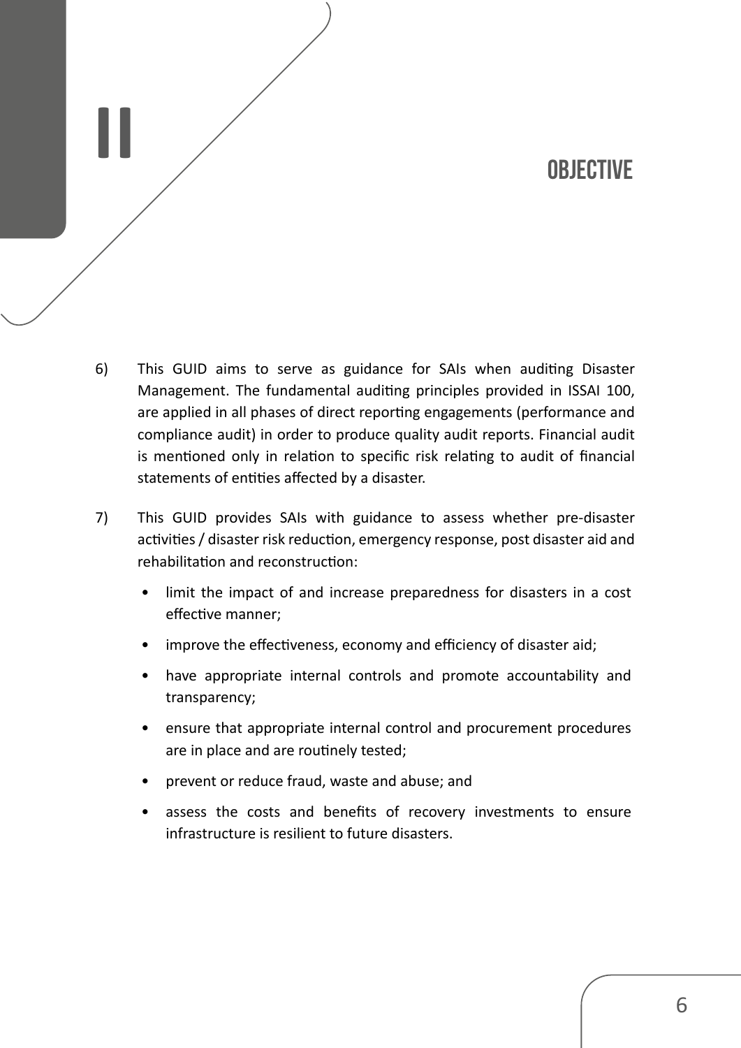# II OBJECTIVE

6) This GUID aims to serve as guidance for SAIs when auditing Disaster Management. The fundamental auditing principles provided in ISSAI 100, are applied in all phases of direct reporting engagements (performance and compliance audit) in order to produce quality audit reports. Financial audit is mentioned only in relation to specific risk relating to audit of financial statements of entities affected by a disaster.

7) This GUID provides SAIs with guidance to assess whether pre-disaster activities / disaster risk reduction, emergency response, post disaster aid and rehabilitation and reconstruction:

- limit the impact of and increase preparedness for disasters in a cost effective manner;
- improve the effectiveness, economy and efficiency of disaster aid;
- have appropriate internal controls and promote accountability and transparency;
- ensure that appropriate internal control and procurement procedures are in place and are routinely tested;
- prevent or reduce fraud, waste and abuse; and
- assess the costs and benefits of recovery investments to ensure infrastructure is resilient to future disasters.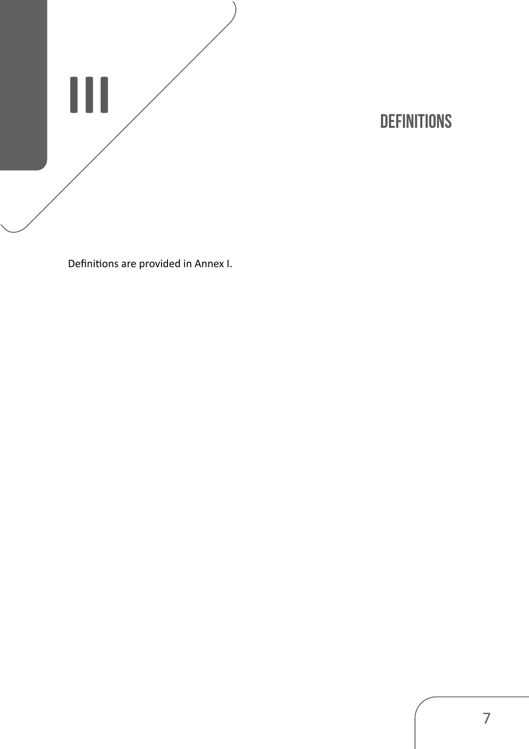# III DEFINITIONS

Definitions are provided in Annex I.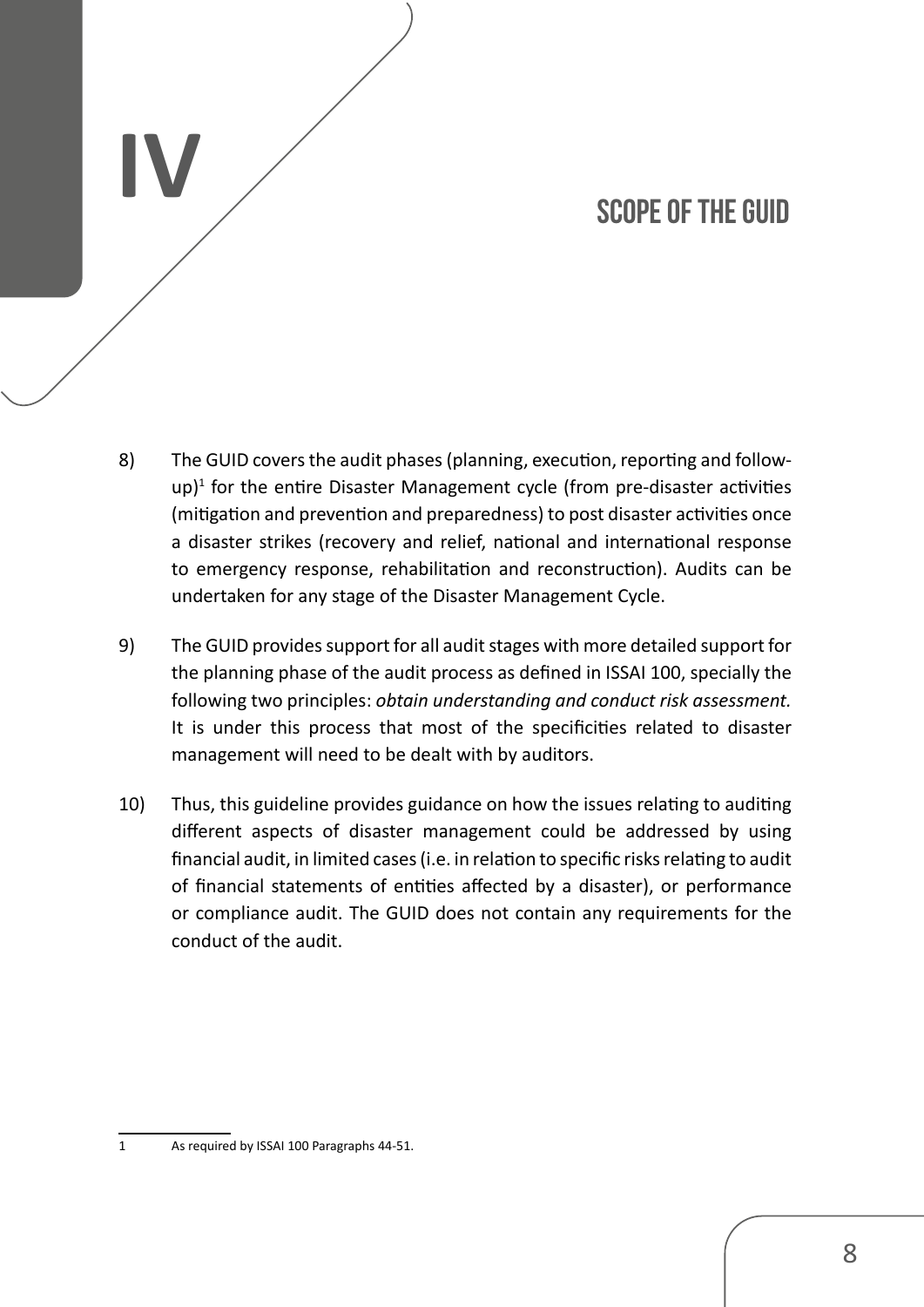# IV

## SCOPE OF THE GUID

8) The GUID covers the audit phases (planning, execution, reporting and follow-up)[1] for the entire Disaster Management cycle (from pre-disaster activities (mitigation and prevention and preparedness) to post disaster activities once a disaster strikes (recovery and relief, national and international response to emergency response, rehabilitation and reconstruction). Audits can be undertaken for any stage of the Disaster Management Cycle.

9) The GUID provides support for all audit stages with more detailed support for the planning phase of the audit process as defined in ISSAI 100, specially the following two principles: *obtain understanding and conduct risk assessment.* It is under this process that most of the specificities related to disaster management will need to be dealt with by auditors.

10) Thus, this guideline provides guidance on how the issues relating to auditing different aspects of disaster management could be addressed by using financial audit, in limited cases (i.e. in relation to specific risks relating to audit of financial statements of entities affected by a disaster), or performance or compliance audit. The GUID does not contain any requirements for the conduct of the audit.

---

1 As required by ISSAI 100 Paragraphs 44-51.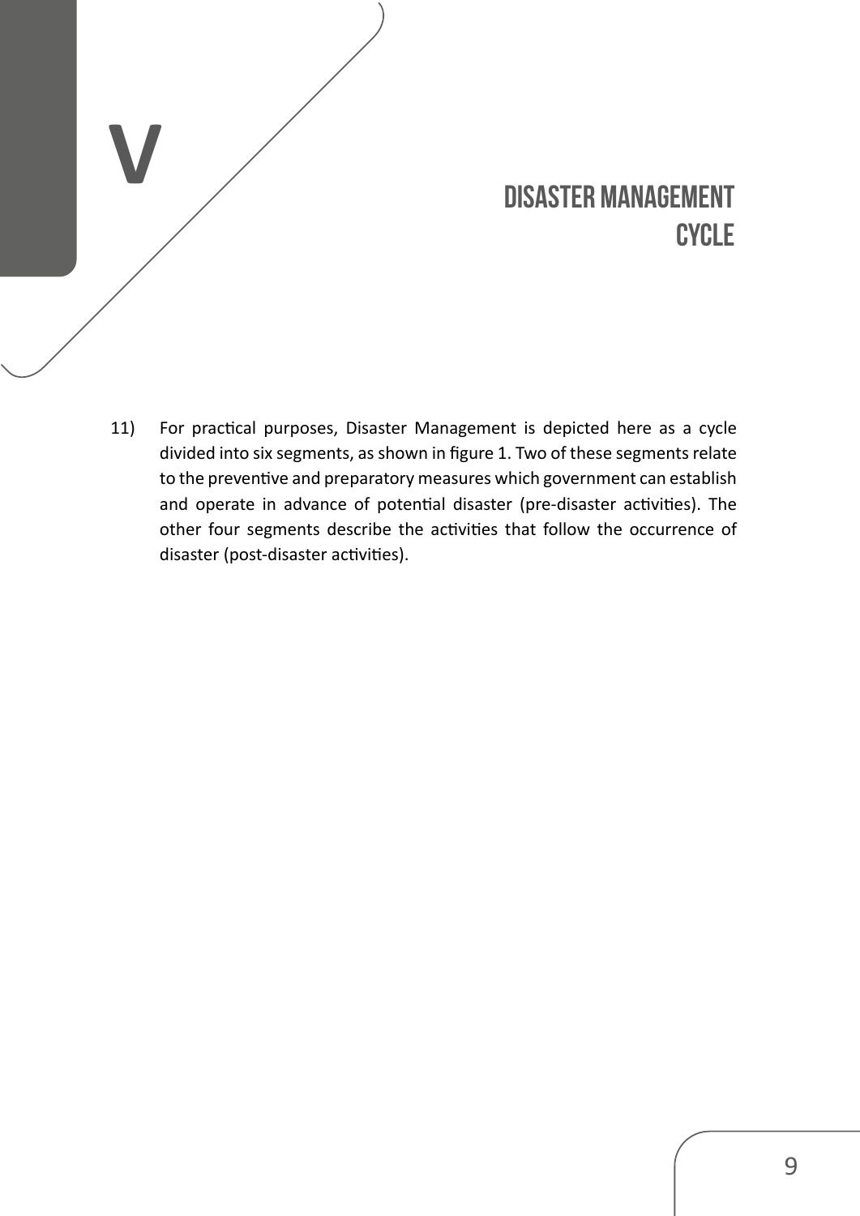# V

# DISASTER MANAGEMENT CYCLE

11) For practical purposes, Disaster Management is depicted here as a cycle divided into six segments, as shown in figure 1. Two of these segments relate to the preventive and preparatory measures which government can establish and operate in advance of potential disaster (pre-disaster activities). The other four segments describe the activities that follow the occurrence of disaster (post-disaster activities).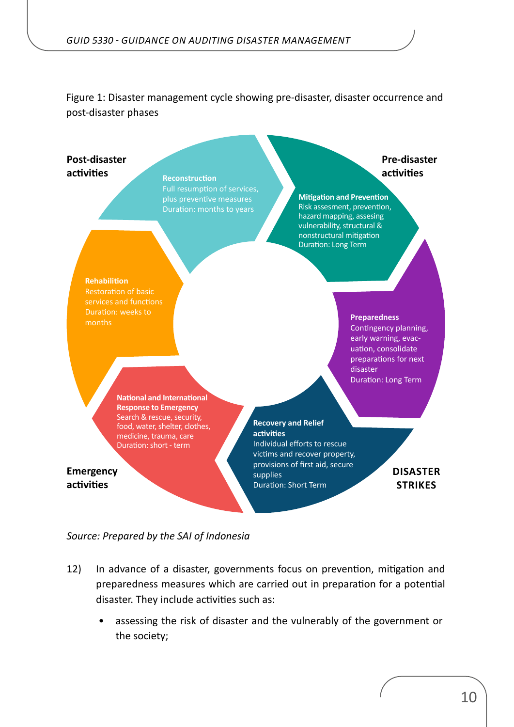Figure 1: Disaster management cycle showing pre-disaster, disaster occurrence and post-disaster phases

Post-disaster activities

Reconstruction
Full resumption of services, plus preventive measures
Duration: months to years

Pre-disaster activities

Mitigation and Prevention
Risk assesment, prevention, hazard mapping, assesing vulnerability, structural & nonstructural mitigation
Duration: Long Term

Rehabilition
Restoration of basic services and functions
Duration: weeks to months

Preparedness
Contingency planning, early warning, evacuation, consolidate preparations for next disaster
Duration: Long Term

National and International Response to Emergency
Search & rescue, security, food, water, shelter, clothes, medicine, trauma, care
Duration: short - term

Recovery and Relief activities
Individual efforts to rescue victims and recover property, provisions of first aid, secure supplies
Duration: Short Term

Emergency activities

DISASTER STRIKES

*Source: Prepared by the SAI of Indonesia*

12) In advance of a disaster, governments focus on prevention, mitigation and preparedness measures which are carried out in preparation for a potential disaster. They include activities such as:

- assessing the risk of disaster and the vulnerably of the government or the society;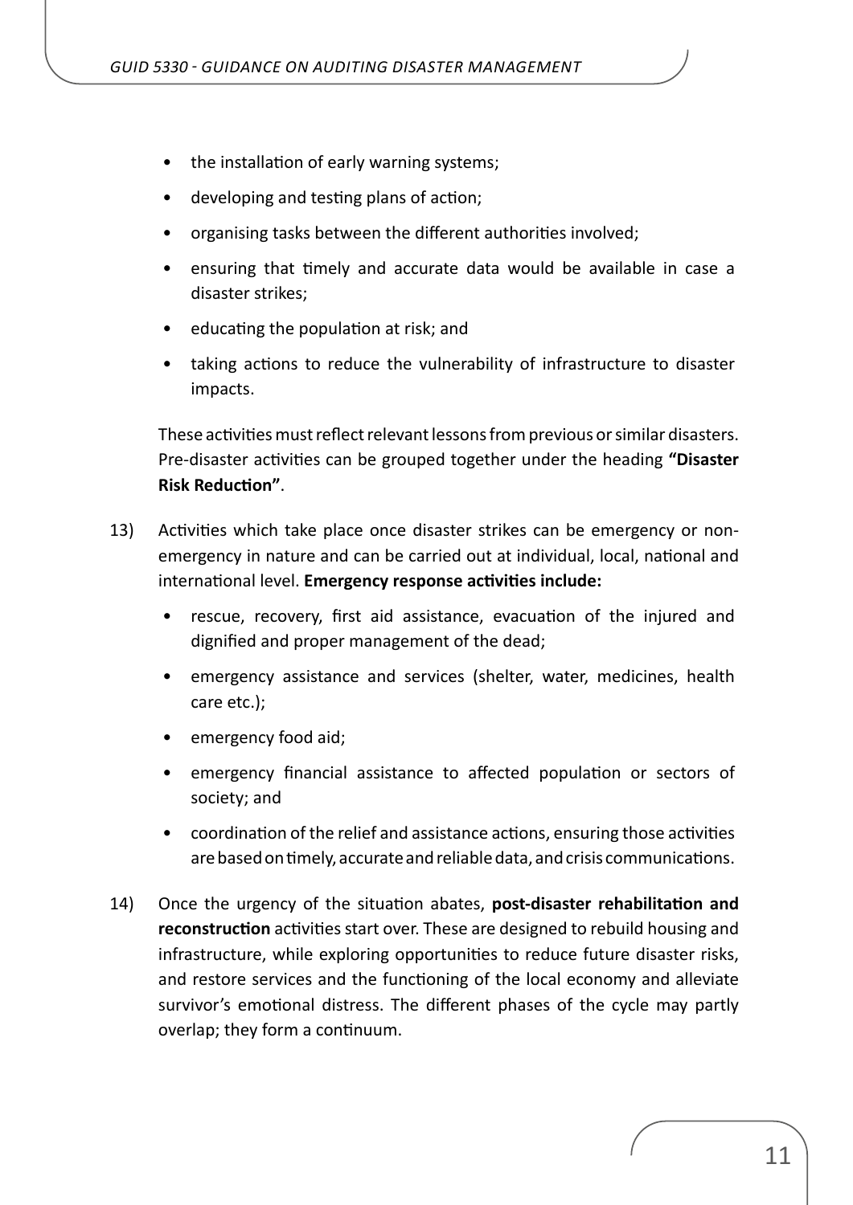- the installation of early warning systems;
- developing and testing plans of action;
- organising tasks between the different authorities involved;
- ensuring that timely and accurate data would be available in case a disaster strikes;
- educating the population at risk; and
- taking actions to reduce the vulnerability of infrastructure to disaster impacts.

These activities must reflect relevant lessons from previous or similar disasters. Pre-disaster activities can be grouped together under the heading **"Disaster Risk Reduction"**.

13) Activities which take place once disaster strikes can be emergency or non-emergency in nature and can be carried out at individual, local, national and international level. **Emergency response activities include:**

    - rescue, recovery, first aid assistance, evacuation of the injured and dignified and proper management of the dead;
    - emergency assistance and services (shelter, water, medicines, health care etc.);
    - emergency food aid;
    - emergency financial assistance to affected population or sectors of society; and
    - coordination of the relief and assistance actions, ensuring those activities are based on timely, accurate and reliable data, and crisis communications.

14) Once the urgency of the situation abates, **post-disaster rehabilitation and reconstruction** activities start over. These are designed to rebuild housing and infrastructure, while exploring opportunities to reduce future disaster risks, and restore services and the functioning of the local economy and alleviate survivor's emotional distress. The different phases of the cycle may partly overlap; they form a continuum.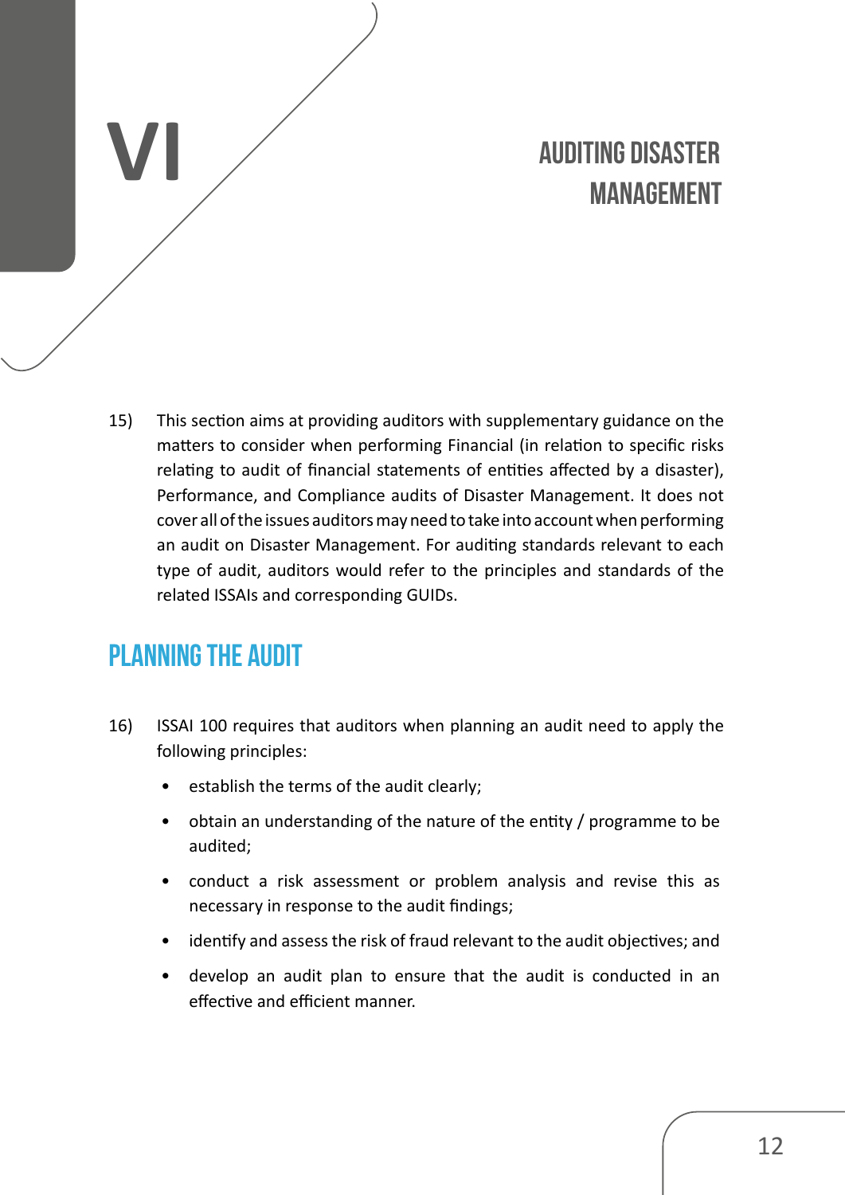# VI AUDITING DISASTER MANAGEMENT

15) This section aims at providing auditors with supplementary guidance on the matters to consider when performing Financial (in relation to specific risks relating to audit of financial statements of entities affected by a disaster), Performance, and Compliance audits of Disaster Management. It does not cover all of the issues auditors may need to take into account when performing an audit on Disaster Management. For auditing standards relevant to each type of audit, auditors would refer to the principles and standards of the related ISSAIs and corresponding GUIDs.

## PLANNING THE AUDIT

16) ISSAI 100 requires that auditors when planning an audit need to apply the following principles:

- establish the terms of the audit clearly;
- obtain an understanding of the nature of the entity / programme to be audited;
- conduct a risk assessment or problem analysis and revise this as necessary in response to the audit findings;
- identify and assess the risk of fraud relevant to the audit objectives; and
- develop an audit plan to ensure that the audit is conducted in an effective and efficient manner.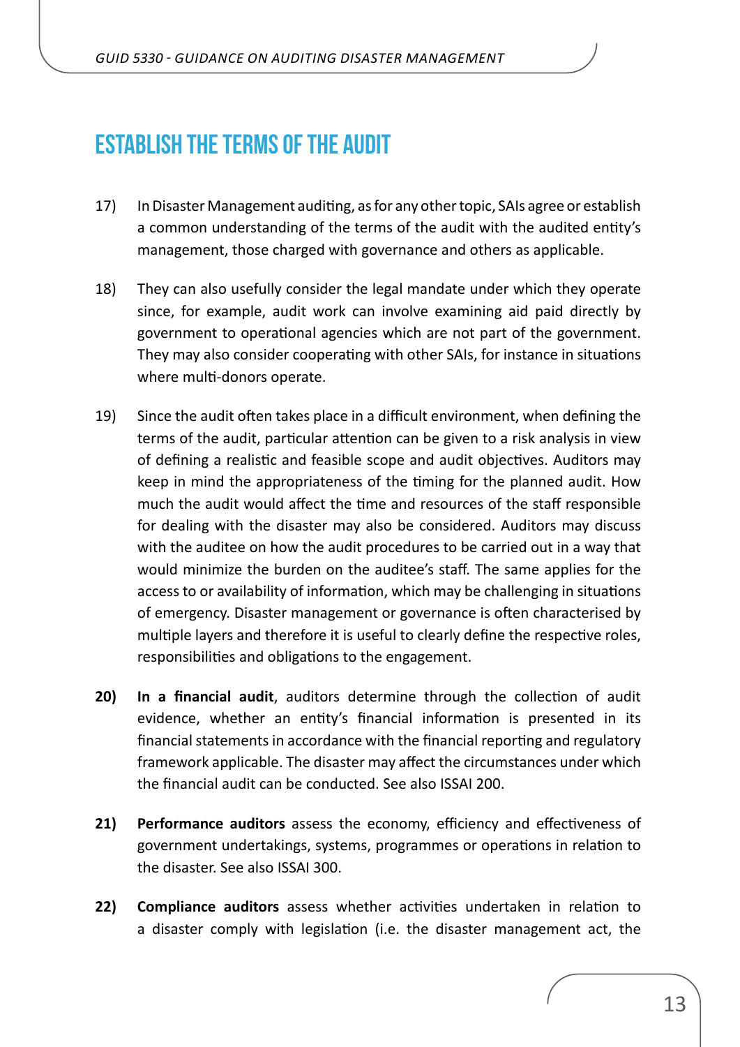## ESTABLISH THE TERMS OF THE AUDIT

17) In Disaster Management auditing, as for any other topic, SAIs agree or establish a common understanding of the terms of the audit with the audited entity's management, those charged with governance and others as applicable.

18) They can also usefully consider the legal mandate under which they operate since, for example, audit work can involve examining aid paid directly by government to operational agencies which are not part of the government. They may also consider cooperating with other SAIs, for instance in situations where multi-donors operate.

19) Since the audit often takes place in a difficult environment, when defining the terms of the audit, particular attention can be given to a risk analysis in view of defining a realistic and feasible scope and audit objectives. Auditors may keep in mind the appropriateness of the timing for the planned audit. How much the audit would affect the time and resources of the staff responsible for dealing with the disaster may also be considered. Auditors may discuss with the auditee on how the audit procedures to be carried out in a way that would minimize the burden on the auditee's staff. The same applies for the access to or availability of information, which may be challenging in situations of emergency. Disaster management or governance is often characterised by multiple layers and therefore it is useful to clearly define the respective roles, responsibilities and obligations to the engagement.

**20)** **In a financial audit**, auditors determine through the collection of audit evidence, whether an entity's financial information is presented in its financial statements in accordance with the financial reporting and regulatory framework applicable. The disaster may affect the circumstances under which the financial audit can be conducted. See also ISSAI 200.

**21)** **Performance auditors** assess the economy, efficiency and effectiveness of government undertakings, systems, programmes or operations in relation to the disaster. See also ISSAI 300.

**22)** **Compliance auditors** assess whether activities undertaken in relation to a disaster comply with legislation (i.e. the disaster management act, the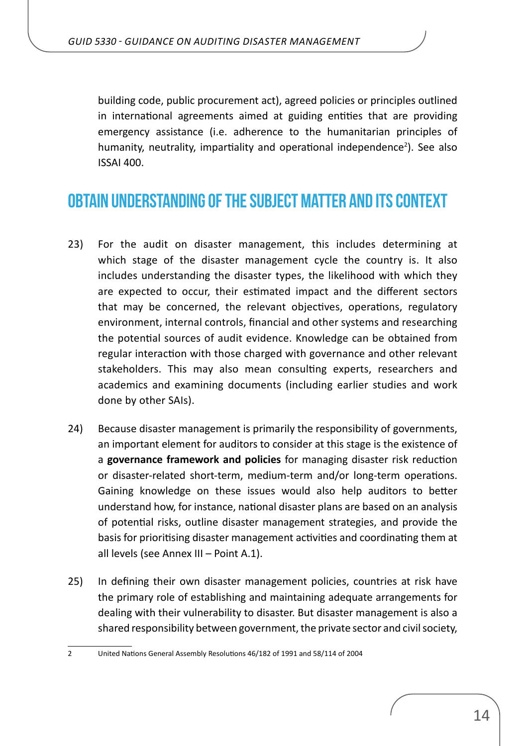building code, public procurement act), agreed policies or principles outlined in international agreements aimed at guiding entities that are providing emergency assistance (i.e. adherence to the humanitarian principles of humanity, neutrality, impartiality and operational independence[2]). See also ISSAI 400.

## OBTAIN UNDERSTANDING OF THE SUBJECT MATTER AND ITS CONTEXT

23) For the audit on disaster management, this includes determining at which stage of the disaster management cycle the country is. It also includes understanding the disaster types, the likelihood with which they are expected to occur, their estimated impact and the different sectors that may be concerned, the relevant objectives, operations, regulatory environment, internal controls, financial and other systems and researching the potential sources of audit evidence. Knowledge can be obtained from regular interaction with those charged with governance and other relevant stakeholders. This may also mean consulting experts, researchers and academics and examining documents (including earlier studies and work done by other SAIs).

24) Because disaster management is primarily the responsibility of governments, an important element for auditors to consider at this stage is the existence of a **governance framework and policies** for managing disaster risk reduction or disaster-related short-term, medium-term and/or long-term operations. Gaining knowledge on these issues would also help auditors to better understand how, for instance, national disaster plans are based on an analysis of potential risks, outline disaster management strategies, and provide the basis for prioritising disaster management activities and coordinating them at all levels (see Annex III – Point A.1).

25) In defining their own disaster management policies, countries at risk have the primary role of establishing and maintaining adequate arrangements for dealing with their vulnerability to disaster. But disaster management is also a shared responsibility between government, the private sector and civil society,

---

2 United Nations General Assembly Resolutions 46/182 of 1991 and 58/114 of 2004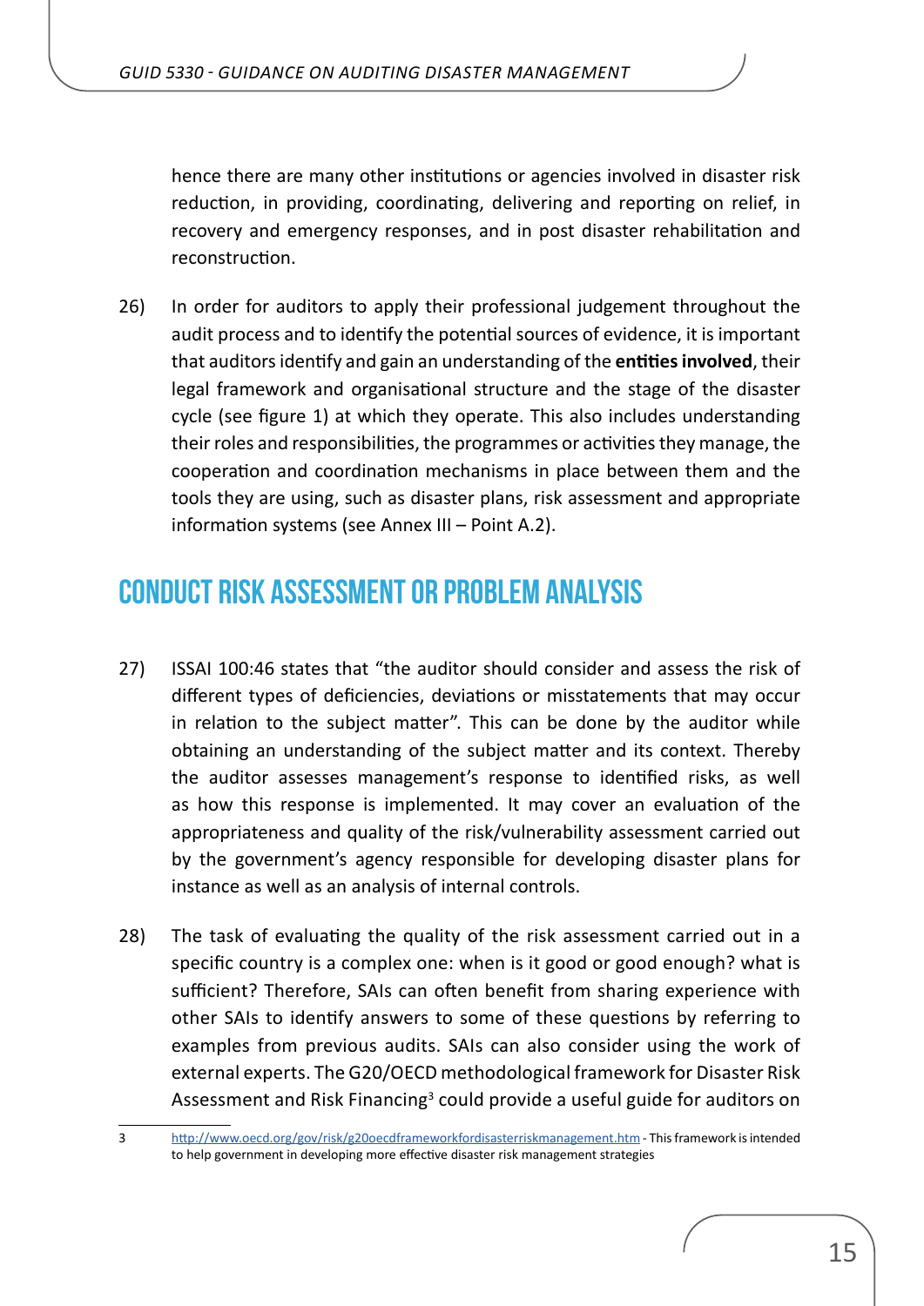hence there are many other institutions or agencies involved in disaster risk reduction, in providing, coordinating, delivering and reporting on relief, in recovery and emergency responses, and in post disaster rehabilitation and reconstruction.

26) In order for auditors to apply their professional judgement throughout the audit process and to identify the potential sources of evidence, it is important that auditors identify and gain an understanding of the **entities involved**, their legal framework and organisational structure and the stage of the disaster cycle (see figure 1) at which they operate. This also includes understanding their roles and responsibilities, the programmes or activities they manage, the cooperation and coordination mechanisms in place between them and the tools they are using, such as disaster plans, risk assessment and appropriate information systems (see Annex III – Point A.2).

## Conduct risk assessment or problem analysis

27) ISSAI 100:46 states that "the auditor should consider and assess the risk of different types of deficiencies, deviations or misstatements that may occur in relation to the subject matter". This can be done by the auditor while obtaining an understanding of the subject matter and its context. Thereby the auditor assesses management's response to identified risks, as well as how this response is implemented. It may cover an evaluation of the appropriateness and quality of the risk/vulnerability assessment carried out by the government's agency responsible for developing disaster plans for instance as well as an analysis of internal controls.

28) The task of evaluating the quality of the risk assessment carried out in a specific country is a complex one: when is it good or good enough? what is sufficient? Therefore, SAIs can often benefit from sharing experience with other SAIs to identify answers to some of these questions by referring to examples from previous audits. SAIs can also consider using the work of external experts. The G20/OECD methodological framework for Disaster Risk Assessment and Risk Financing[3] could provide a useful guide for auditors on

3 http://www.oecd.org/gov/risk/g20oecdframeworkfordisasterriskmanagement.htm - This framework is intended to help government in developing more effective disaster risk management strategies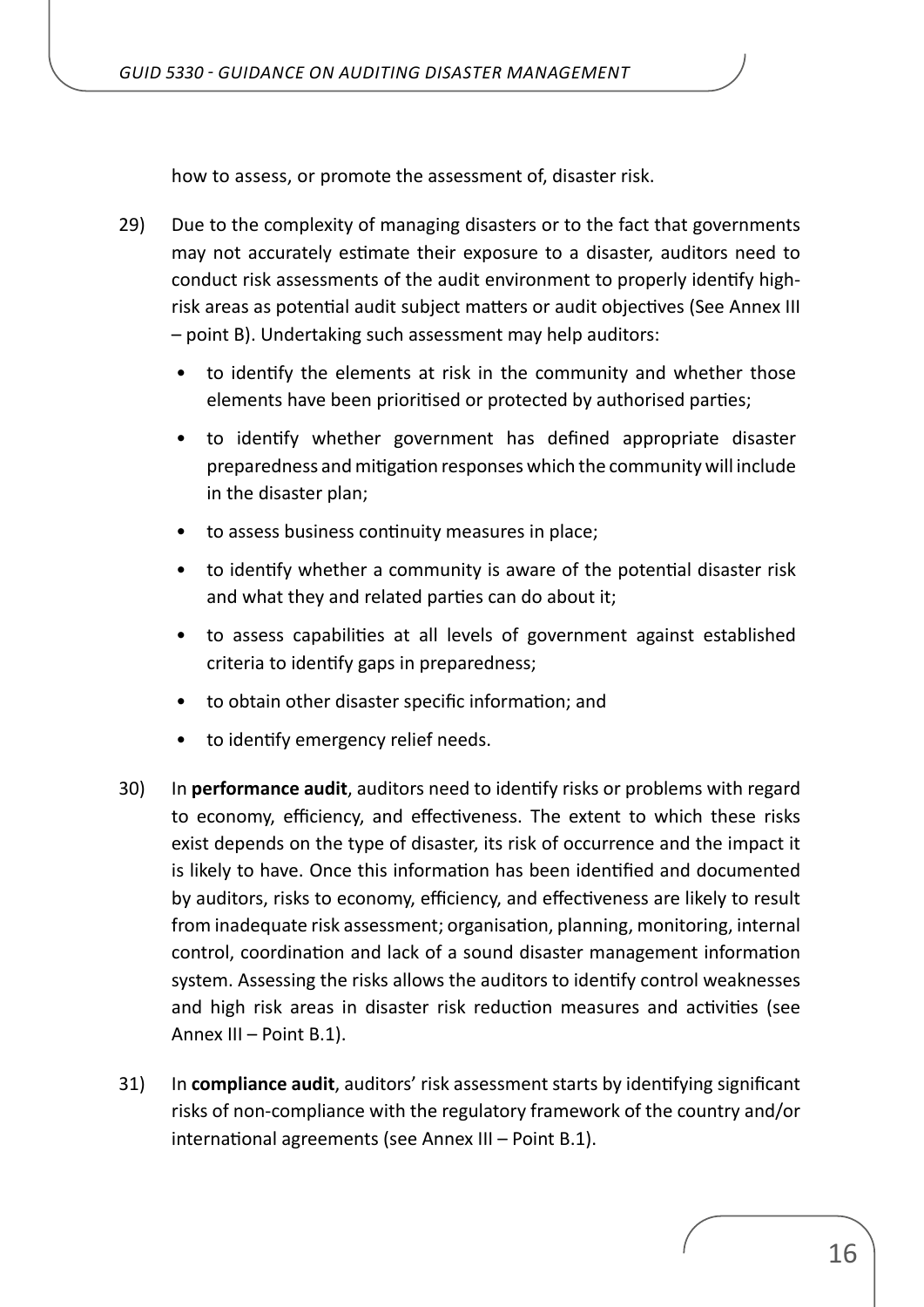how to assess, or promote the assessment of, disaster risk.

29) Due to the complexity of managing disasters or to the fact that governments may not accurately estimate their exposure to a disaster, auditors need to conduct risk assessments of the audit environment to properly identify high-risk areas as potential audit subject matters or audit objectives (See Annex III – point B). Undertaking such assessment may help auditors:

- to identify the elements at risk in the community and whether those elements have been prioritised or protected by authorised parties;
- to identify whether government has defined appropriate disaster preparedness and mitigation responses which the community will include in the disaster plan;
- to assess business continuity measures in place;
- to identify whether a community is aware of the potential disaster risk and what they and related parties can do about it;
- to assess capabilities at all levels of government against established criteria to identify gaps in preparedness;
- to obtain other disaster specific information; and
- to identify emergency relief needs.

30) In **performance audit**, auditors need to identify risks or problems with regard to economy, efficiency, and effectiveness. The extent to which these risks exist depends on the type of disaster, its risk of occurrence and the impact it is likely to have. Once this information has been identified and documented by auditors, risks to economy, efficiency, and effectiveness are likely to result from inadequate risk assessment; organisation, planning, monitoring, internal control, coordination and lack of a sound disaster management information system. Assessing the risks allows the auditors to identify control weaknesses and high risk areas in disaster risk reduction measures and activities (see Annex III – Point B.1).

31) In **compliance audit**, auditors' risk assessment starts by identifying significant risks of non-compliance with the regulatory framework of the country and/or international agreements (see Annex III – Point B.1).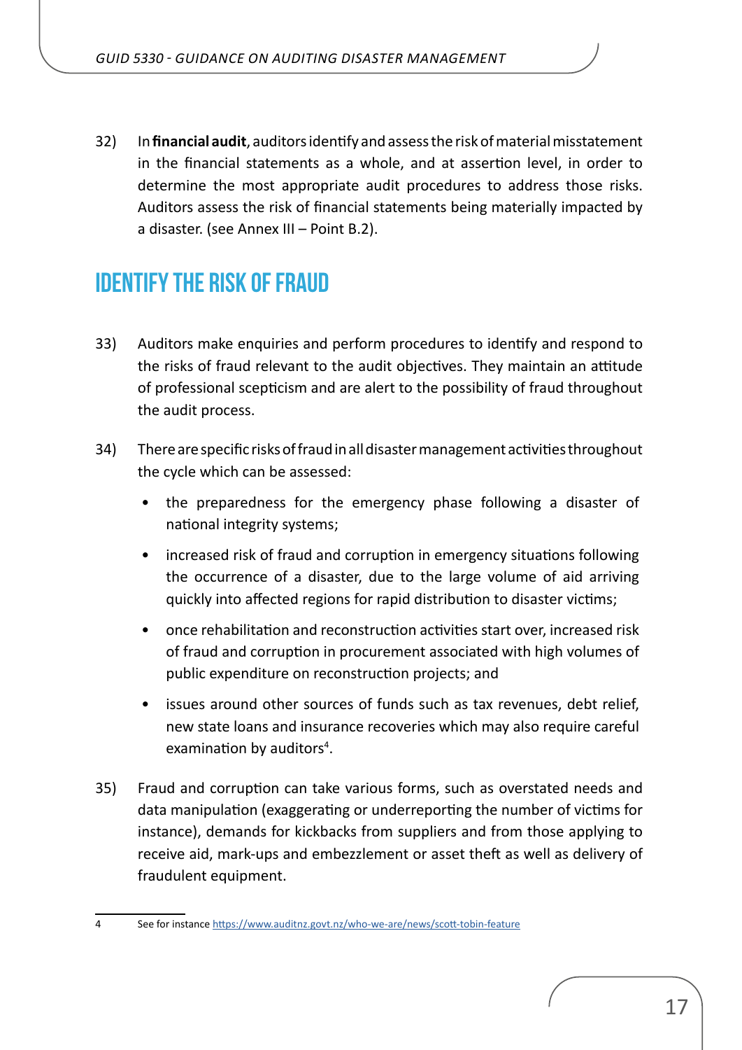32) In **financial audit**, auditors identify and assess the risk of material misstatement in the financial statements as a whole, and at assertion level, in order to determine the most appropriate audit procedures to address those risks. Auditors assess the risk of financial statements being materially impacted by a disaster. (see Annex III – Point B.2).

## IDENTIFY THE RISK OF FRAUD

33) Auditors make enquiries and perform procedures to identify and respond to the risks of fraud relevant to the audit objectives. They maintain an attitude of professional scepticism and are alert to the possibility of fraud throughout the audit process.

34) There are specific risks of fraud in all disaster management activities throughout the cycle which can be assessed:

- the preparedness for the emergency phase following a disaster of national integrity systems;
- increased risk of fraud and corruption in emergency situations following the occurrence of a disaster, due to the large volume of aid arriving quickly into affected regions for rapid distribution to disaster victims;
- once rehabilitation and reconstruction activities start over, increased risk of fraud and corruption in procurement associated with high volumes of public expenditure on reconstruction projects; and
- issues around other sources of funds such as tax revenues, debt relief, new state loans and insurance recoveries which may also require careful examination by auditors[4].

35) Fraud and corruption can take various forms, such as overstated needs and data manipulation (exaggerating or underreporting the number of victims for instance), demands for kickbacks from suppliers and from those applying to receive aid, mark-ups and embezzlement or asset theft as well as delivery of fraudulent equipment.

---

4 See for instance https://www.auditnz.govt.nz/who-we-are/news/scott-tobin-feature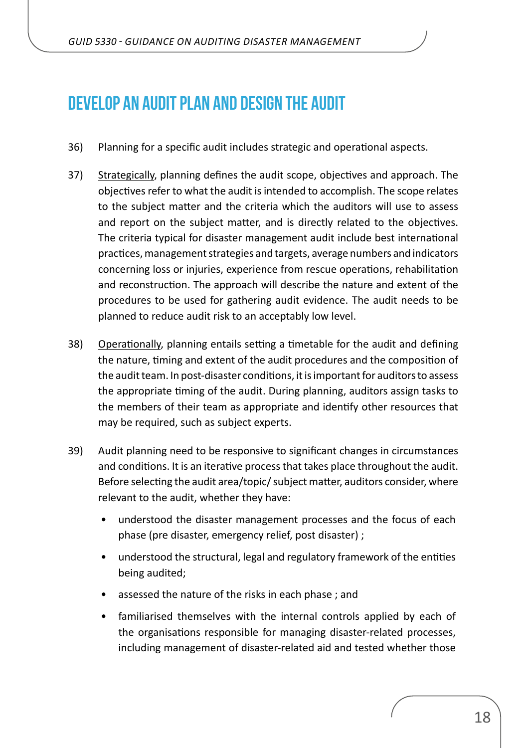# DEVELOP AN AUDIT PLAN AND DESIGN THE AUDIT

36) Planning for a specific audit includes strategic and operational aspects.

37) Strategically, planning defines the audit scope, objectives and approach. The objectives refer to what the audit is intended to accomplish. The scope relates to the subject matter and the criteria which the auditors will use to assess and report on the subject matter, and is directly related to the objectives. The criteria typical for disaster management audit include best international practices, management strategies and targets, average numbers and indicators concerning loss or injuries, experience from rescue operations, rehabilitation and reconstruction. The approach will describe the nature and extent of the procedures to be used for gathering audit evidence. The audit needs to be planned to reduce audit risk to an acceptably low level.

38) Operationally, planning entails setting a timetable for the audit and defining the nature, timing and extent of the audit procedures and the composition of the audit team. In post-disaster conditions, it is important for auditors to assess the appropriate timing of the audit. During planning, auditors assign tasks to the members of their team as appropriate and identify other resources that may be required, such as subject experts.

39) Audit planning need to be responsive to significant changes in circumstances and conditions. It is an iterative process that takes place throughout the audit. Before selecting the audit area/topic/ subject matter, auditors consider, where relevant to the audit, whether they have:

- understood the disaster management processes and the focus of each phase (pre disaster, emergency relief, post disaster) ;
- understood the structural, legal and regulatory framework of the entities being audited;
- assessed the nature of the risks in each phase ; and
- familiarised themselves with the internal controls applied by each of the organisations responsible for managing disaster-related processes, including management of disaster-related aid and tested whether those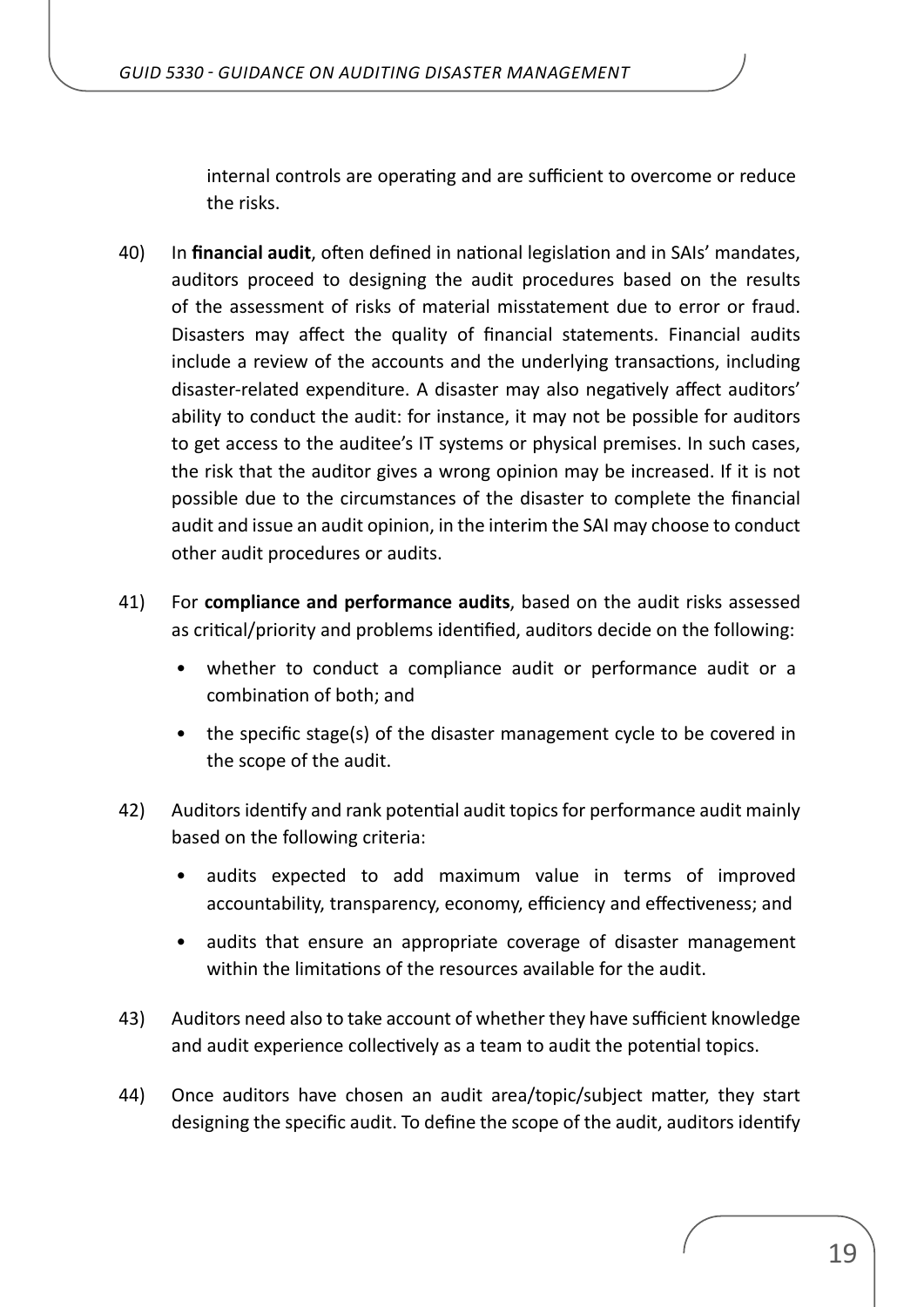internal controls are operating and are sufficient to overcome or reduce the risks.

40) In **financial audit**, often defined in national legislation and in SAIs' mandates, auditors proceed to designing the audit procedures based on the results of the assessment of risks of material misstatement due to error or fraud. Disasters may affect the quality of financial statements. Financial audits include a review of the accounts and the underlying transactions, including disaster-related expenditure. A disaster may also negatively affect auditors' ability to conduct the audit: for instance, it may not be possible for auditors to get access to the auditee's IT systems or physical premises. In such cases, the risk that the auditor gives a wrong opinion may be increased. If it is not possible due to the circumstances of the disaster to complete the financial audit and issue an audit opinion, in the interim the SAI may choose to conduct other audit procedures or audits.

41) For **compliance and performance audits**, based on the audit risks assessed as critical/priority and problems identified, auditors decide on the following:

- whether to conduct a compliance audit or performance audit or a combination of both; and
- the specific stage(s) of the disaster management cycle to be covered in the scope of the audit.

42) Auditors identify and rank potential audit topics for performance audit mainly based on the following criteria:

- audits expected to add maximum value in terms of improved accountability, transparency, economy, efficiency and effectiveness; and
- audits that ensure an appropriate coverage of disaster management within the limitations of the resources available for the audit.

43) Auditors need also to take account of whether they have sufficient knowledge and audit experience collectively as a team to audit the potential topics.

44) Once auditors have chosen an audit area/topic/subject matter, they start designing the specific audit. To define the scope of the audit, auditors identify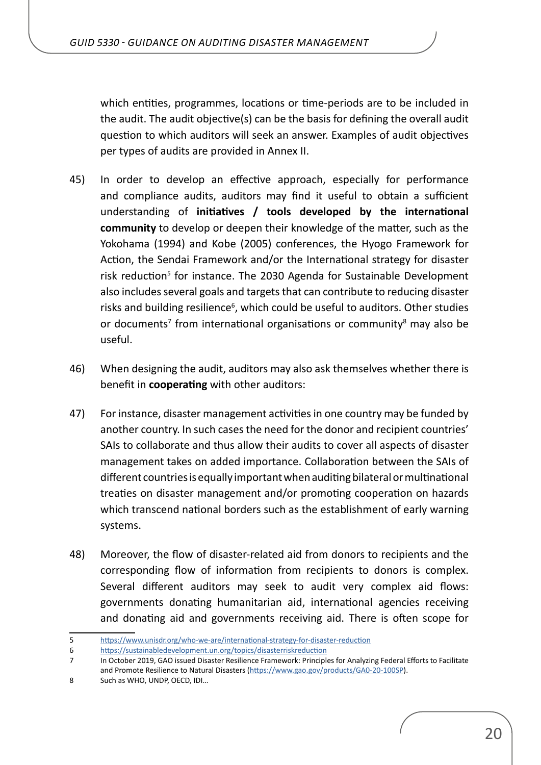which entities, programmes, locations or time-periods are to be included in the audit. The audit objective(s) can be the basis for defining the overall audit question to which auditors will seek an answer. Examples of audit objectives per types of audits are provided in Annex II.

45) In order to develop an effective approach, especially for performance and compliance audits, auditors may find it useful to obtain a sufficient understanding of **initiatives / tools developed by the international community** to develop or deepen their knowledge of the matter, such as the Yokohama (1994) and Kobe (2005) conferences, the Hyogo Framework for Action, the Sendai Framework and/or the International strategy for disaster risk reduction[5] for instance. The 2030 Agenda for Sustainable Development also includes several goals and targets that can contribute to reducing disaster risks and building resilience[6], which could be useful to auditors. Other studies or documents[7] from international organisations or community[8] may also be useful.

46) When designing the audit, auditors may also ask themselves whether there is benefit in **cooperating** with other auditors:

47) For instance, disaster management activities in one country may be funded by another country. In such cases the need for the donor and recipient countries' SAIs to collaborate and thus allow their audits to cover all aspects of disaster management takes on added importance. Collaboration between the SAIs of different countries is equally important when auditing bilateral or multinational treaties on disaster management and/or promoting cooperation on hazards which transcend national borders such as the establishment of early warning systems.

48) Moreover, the flow of disaster-related aid from donors to recipients and the corresponding flow of information from recipients to donors is complex. Several different auditors may seek to audit very complex aid flows: governments donating humanitarian aid, international agencies receiving and donating aid and governments receiving aid. There is often scope for

---

5 https://www.unisdr.org/who-we-are/international-strategy-for-disaster-reduction

6 https://sustainabledevelopment.un.org/topics/disasterriskreduction

7 In October 2019, GAO issued Disaster Resilience Framework: Principles for Analyzing Federal Efforts to Facilitate and Promote Resilience to Natural Disasters (https://www.gao.gov/products/GA0-20-100SP).

8 Such as WHO, UNDP, OECD, IDI…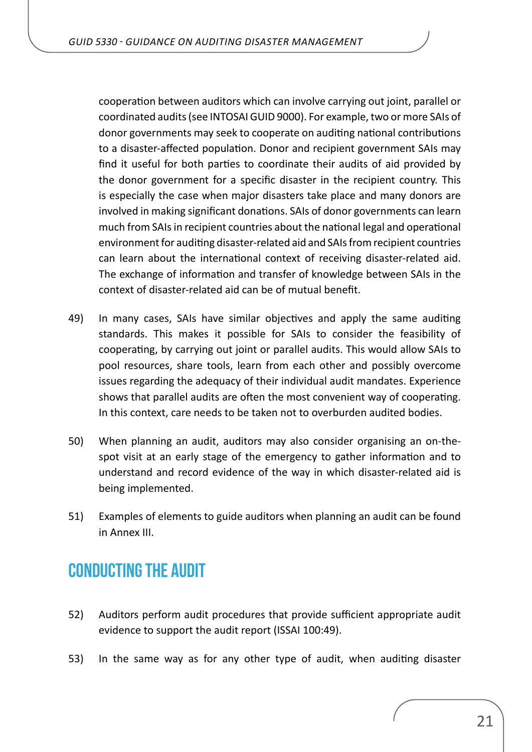cooperation between auditors which can involve carrying out joint, parallel or coordinated audits (see INTOSAI GUID 9000). For example, two or more SAIs of donor governments may seek to cooperate on auditing national contributions to a disaster-affected population. Donor and recipient government SAIs may find it useful for both parties to coordinate their audits of aid provided by the donor government for a specific disaster in the recipient country. This is especially the case when major disasters take place and many donors are involved in making significant donations. SAIs of donor governments can learn much from SAIs in recipient countries about the national legal and operational environment for auditing disaster-related aid and SAIs from recipient countries can learn about the international context of receiving disaster-related aid. The exchange of information and transfer of knowledge between SAIs in the context of disaster-related aid can be of mutual benefit.

49) In many cases, SAIs have similar objectives and apply the same auditing standards. This makes it possible for SAIs to consider the feasibility of cooperating, by carrying out joint or parallel audits. This would allow SAIs to pool resources, share tools, learn from each other and possibly overcome issues regarding the adequacy of their individual audit mandates. Experience shows that parallel audits are often the most convenient way of cooperating. In this context, care needs to be taken not to overburden audited bodies.

50) When planning an audit, auditors may also consider organising an on-the-spot visit at an early stage of the emergency to gather information and to understand and record evidence of the way in which disaster-related aid is being implemented.

51) Examples of elements to guide auditors when planning an audit can be found in Annex III.

## CONDUCTING THE AUDIT

52) Auditors perform audit procedures that provide sufficient appropriate audit evidence to support the audit report (ISSAI 100:49).

53) In the same way as for any other type of audit, when auditing disaster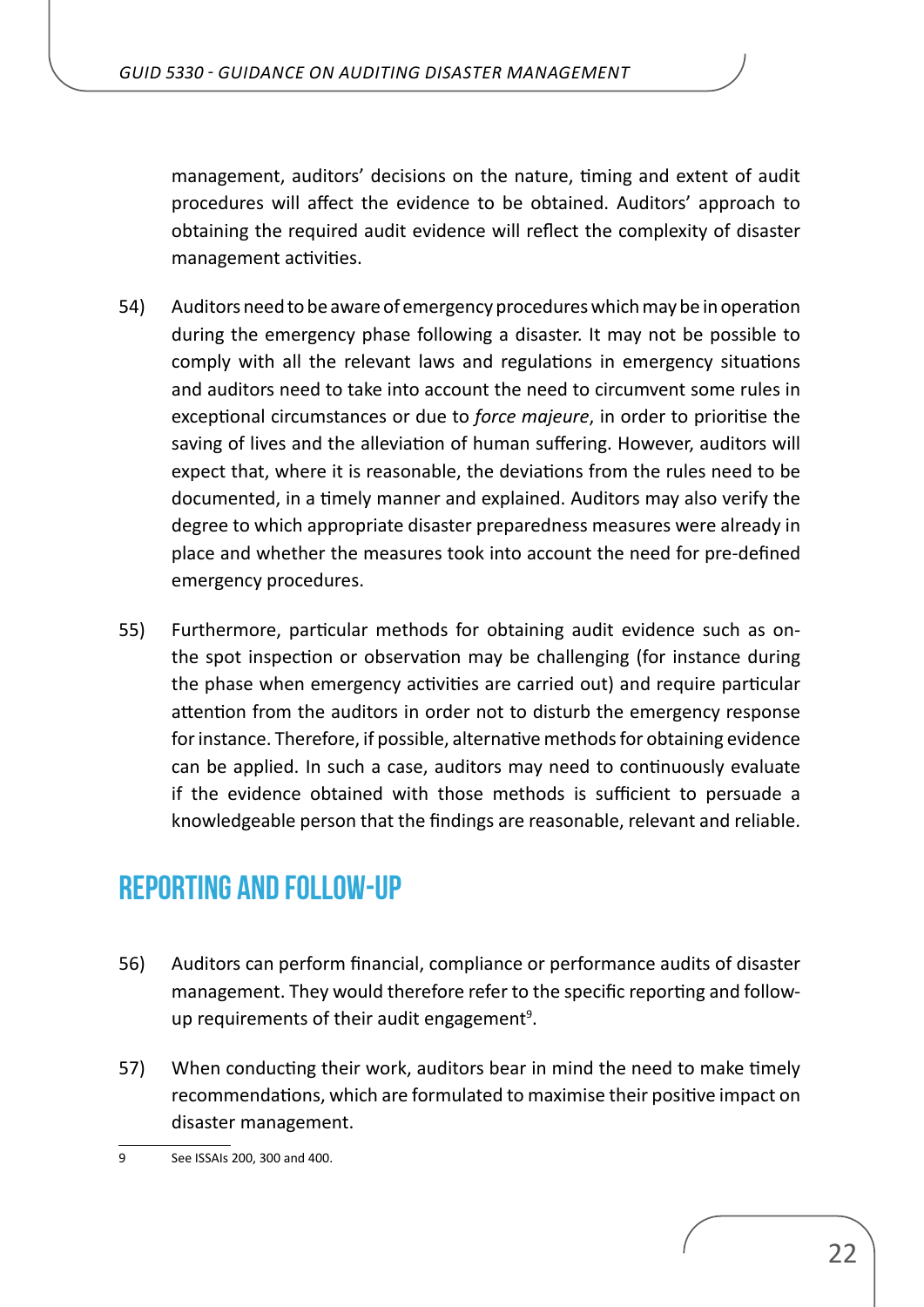management, auditors' decisions on the nature, timing and extent of audit procedures will affect the evidence to be obtained. Auditors' approach to obtaining the required audit evidence will reflect the complexity of disaster management activities.

54) Auditors need to be aware of emergency procedures which may be in operation during the emergency phase following a disaster. It may not be possible to comply with all the relevant laws and regulations in emergency situations and auditors need to take into account the need to circumvent some rules in exceptional circumstances or due to *force majeure*, in order to prioritise the saving of lives and the alleviation of human suffering. However, auditors will expect that, where it is reasonable, the deviations from the rules need to be documented, in a timely manner and explained. Auditors may also verify the degree to which appropriate disaster preparedness measures were already in place and whether the measures took into account the need for pre-defined emergency procedures.

55) Furthermore, particular methods for obtaining audit evidence such as on-the spot inspection or observation may be challenging (for instance during the phase when emergency activities are carried out) and require particular attention from the auditors in order not to disturb the emergency response for instance. Therefore, if possible, alternative methods for obtaining evidence can be applied. In such a case, auditors may need to continuously evaluate if the evidence obtained with those methods is sufficient to persuade a knowledgeable person that the findings are reasonable, relevant and reliable.

## Reporting and Follow-up

56) Auditors can perform financial, compliance or performance audits of disaster management. They would therefore refer to the specific reporting and follow-up requirements of their audit engagement[9].

57) When conducting their work, auditors bear in mind the need to make timely recommendations, which are formulated to maximise their positive impact on disaster management.

9 See ISSAIs 200, 300 and 400.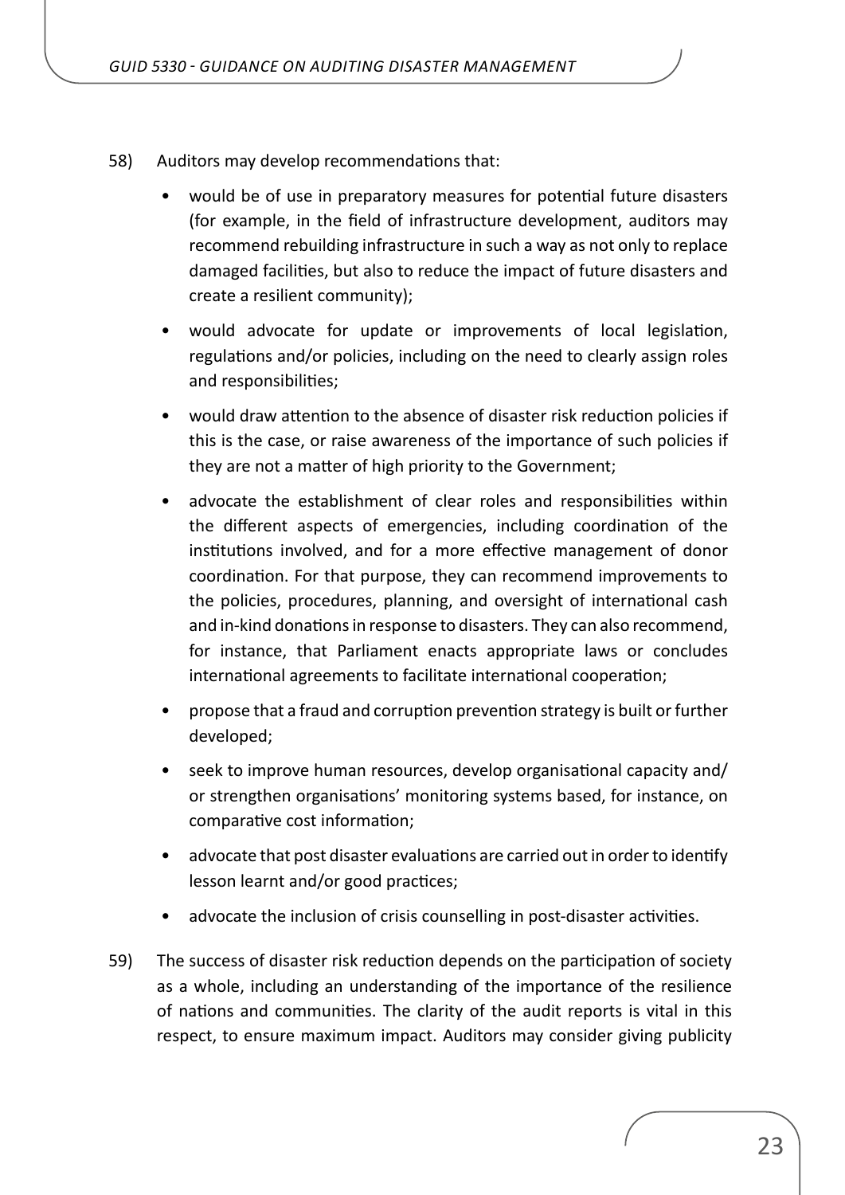58) Auditors may develop recommendations that:

- would be of use in preparatory measures for potential future disasters (for example, in the field of infrastructure development, auditors may recommend rebuilding infrastructure in such a way as not only to replace damaged facilities, but also to reduce the impact of future disasters and create a resilient community);
- would advocate for update or improvements of local legislation, regulations and/or policies, including on the need to clearly assign roles and responsibilities;
- would draw attention to the absence of disaster risk reduction policies if this is the case, or raise awareness of the importance of such policies if they are not a matter of high priority to the Government;
- advocate the establishment of clear roles and responsibilities within the different aspects of emergencies, including coordination of the institutions involved, and for a more effective management of donor coordination. For that purpose, they can recommend improvements to the policies, procedures, planning, and oversight of international cash and in-kind donations in response to disasters. They can also recommend, for instance, that Parliament enacts appropriate laws or concludes international agreements to facilitate international cooperation;
- propose that a fraud and corruption prevention strategy is built or further developed;
- seek to improve human resources, develop organisational capacity and/ or strengthen organisations' monitoring systems based, for instance, on comparative cost information;
- advocate that post disaster evaluations are carried out in order to identify lesson learnt and/or good practices;
- advocate the inclusion of crisis counselling in post-disaster activities.

59) The success of disaster risk reduction depends on the participation of society as a whole, including an understanding of the importance of the resilience of nations and communities. The clarity of the audit reports is vital in this respect, to ensure maximum impact. Auditors may consider giving publicity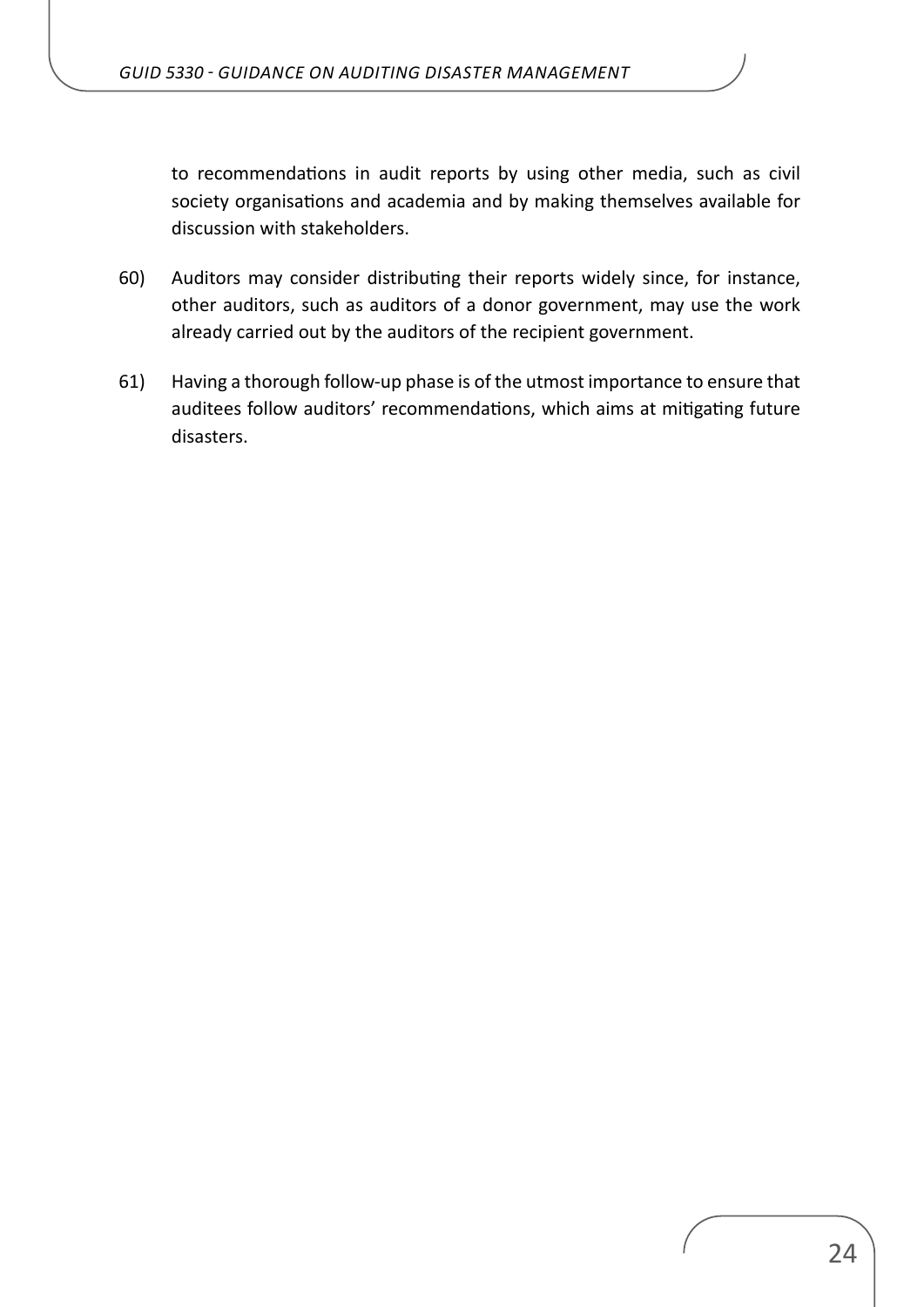to recommendations in audit reports by using other media, such as civil society organisations and academia and by making themselves available for discussion with stakeholders.

60) Auditors may consider distributing their reports widely since, for instance, other auditors, such as auditors of a donor government, may use the work already carried out by the auditors of the recipient government.

61) Having a thorough follow-up phase is of the utmost importance to ensure that auditees follow auditors' recommendations, which aims at mitigating future disasters.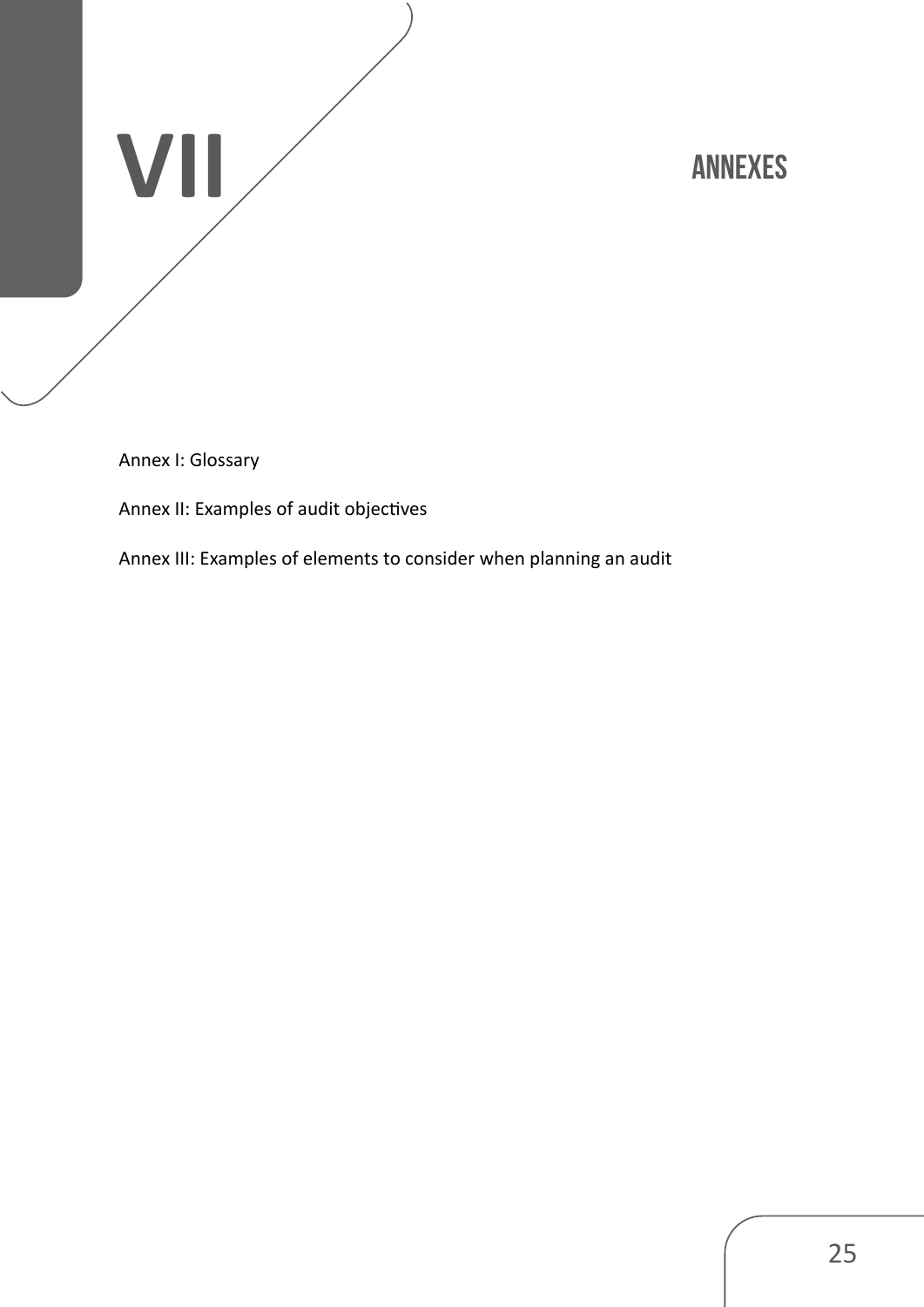# VII ANNEXES

Annex I: Glossary

Annex II: Examples of audit objectives

Annex III: Examples of elements to consider when planning an audit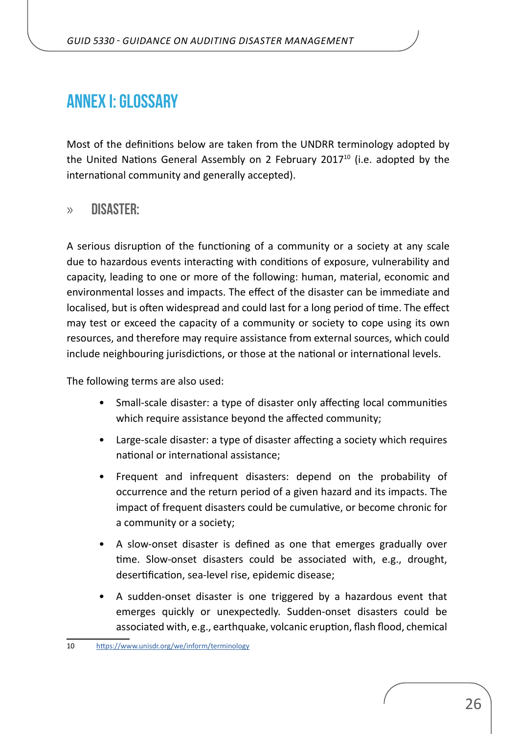# ANNEX I: GLOSSARY

Most of the definitions below are taken from the UNDRR terminology adopted by the United Nations General Assembly on 2 February 2017[10] (i.e. adopted by the international community and generally accepted).

## » DISASTER:

A serious disruption of the functioning of a community or a society at any scale due to hazardous events interacting with conditions of exposure, vulnerability and capacity, leading to one or more of the following: human, material, economic and environmental losses and impacts. The effect of the disaster can be immediate and localised, but is often widespread and could last for a long period of time. The effect may test or exceed the capacity of a community or society to cope using its own resources, and therefore may require assistance from external sources, which could include neighbouring jurisdictions, or those at the national or international levels.

The following terms are also used:

- Small-scale disaster: a type of disaster only affecting local communities which require assistance beyond the affected community;
- Large-scale disaster: a type of disaster affecting a society which requires national or international assistance;
- Frequent and infrequent disasters: depend on the probability of occurrence and the return period of a given hazard and its impacts. The impact of frequent disasters could be cumulative, or become chronic for a community or a society;
- A slow-onset disaster is defined as one that emerges gradually over time. Slow-onset disasters could be associated with, e.g., drought, desertification, sea-level rise, epidemic disease;
- A sudden-onset disaster is one triggered by a hazardous event that emerges quickly or unexpectedly. Sudden-onset disasters could be associated with, e.g., earthquake, volcanic eruption, flash flood, chemical

10 https://www.unisdr.org/we/inform/terminology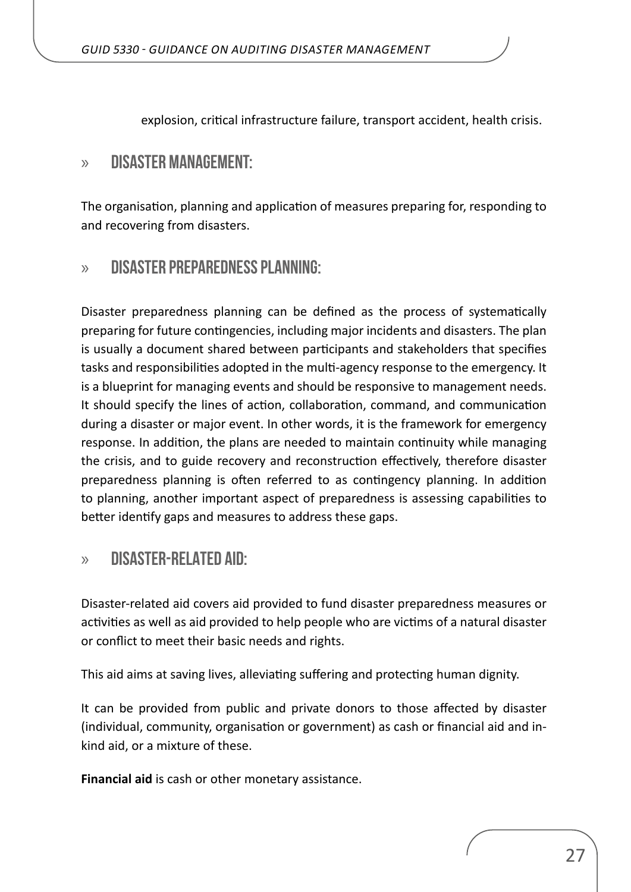explosion, critical infrastructure failure, transport accident, health crisis.

### » DISASTER MANAGEMENT:

The organisation, planning and application of measures preparing for, responding to and recovering from disasters.

### » DISASTER PREPAREDNESS PLANNING:

Disaster preparedness planning can be defined as the process of systematically preparing for future contingencies, including major incidents and disasters. The plan is usually a document shared between participants and stakeholders that specifies tasks and responsibilities adopted in the multi-agency response to the emergency. It is a blueprint for managing events and should be responsive to management needs. It should specify the lines of action, collaboration, command, and communication during a disaster or major event. In other words, it is the framework for emergency response. In addition, the plans are needed to maintain continuity while managing the crisis, and to guide recovery and reconstruction effectively, therefore disaster preparedness planning is often referred to as contingency planning. In addition to planning, another important aspect of preparedness is assessing capabilities to better identify gaps and measures to address these gaps.

### » DISASTER-RELATED AID:

Disaster-related aid covers aid provided to fund disaster preparedness measures or activities as well as aid provided to help people who are victims of a natural disaster or conflict to meet their basic needs and rights.

This aid aims at saving lives, alleviating suffering and protecting human dignity.

It can be provided from public and private donors to those affected by disaster (individual, community, organisation or government) as cash or financial aid and in-kind aid, or a mixture of these.

**Financial aid** is cash or other monetary assistance.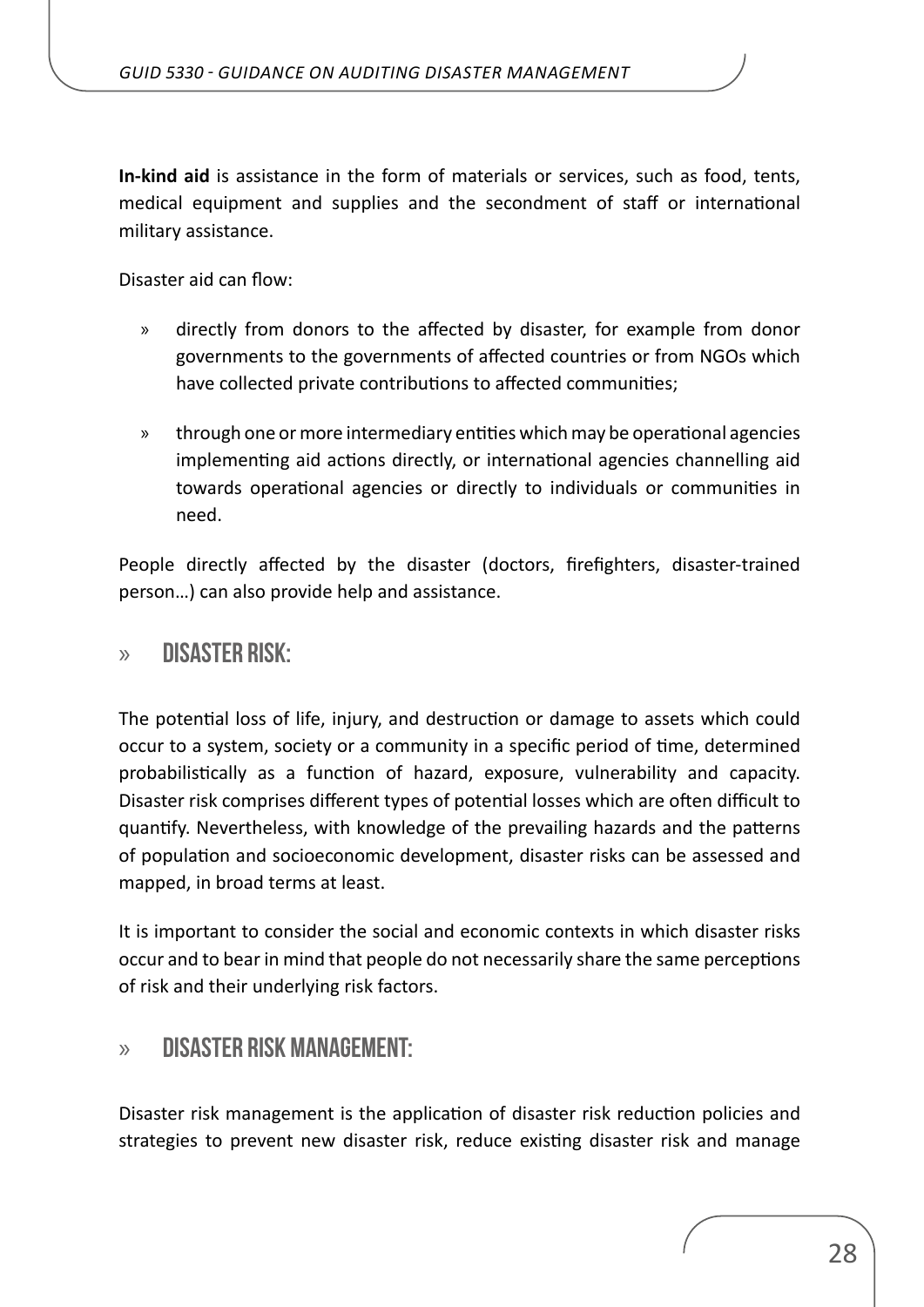**In-kind aid** is assistance in the form of materials or services, such as food, tents, medical equipment and supplies and the secondment of staff or international military assistance.

Disaster aid can flow:

- directly from donors to the affected by disaster, for example from donor governments to the governments of affected countries or from NGOs which have collected private contributions to affected communities;
- through one or more intermediary entities which may be operational agencies implementing aid actions directly, or international agencies channelling aid towards operational agencies or directly to individuals or communities in need.

People directly affected by the disaster (doctors, firefighters, disaster-trained person…) can also provide help and assistance.

## » Disaster risk:

The potential loss of life, injury, and destruction or damage to assets which could occur to a system, society or a community in a specific period of time, determined probabilistically as a function of hazard, exposure, vulnerability and capacity. Disaster risk comprises different types of potential losses which are often difficult to quantify. Nevertheless, with knowledge of the prevailing hazards and the patterns of population and socioeconomic development, disaster risks can be assessed and mapped, in broad terms at least.

It is important to consider the social and economic contexts in which disaster risks occur and to bear in mind that people do not necessarily share the same perceptions of risk and their underlying risk factors.

## » Disaster risk management:

Disaster risk management is the application of disaster risk reduction policies and strategies to prevent new disaster risk, reduce existing disaster risk and manage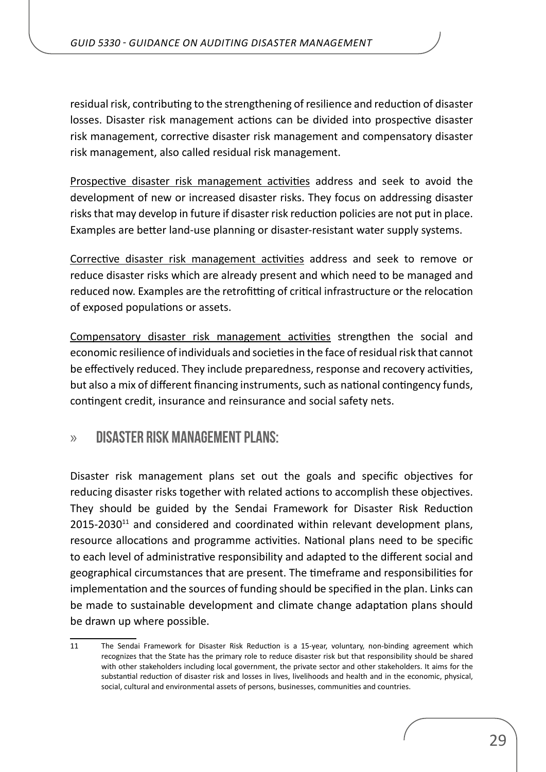residual risk, contributing to the strengthening of resilience and reduction of disaster losses. Disaster risk management actions can be divided into prospective disaster risk management, corrective disaster risk management and compensatory disaster risk management, also called residual risk management.

<u>Prospective disaster risk management activities</u> address and seek to avoid the development of new or increased disaster risks. They focus on addressing disaster risks that may develop in future if disaster risk reduction policies are not put in place. Examples are better land-use planning or disaster-resistant water supply systems.

<u>Corrective disaster risk management activities</u> address and seek to remove or reduce disaster risks which are already present and which need to be managed and reduced now. Examples are the retrofitting of critical infrastructure or the relocation of exposed populations or assets.

<u>Compensatory disaster risk management activities</u> strengthen the social and economic resilience of individuals and societies in the face of residual risk that cannot be effectively reduced. They include preparedness, response and recovery activities, but also a mix of different financing instruments, such as national contingency funds, contingent credit, insurance and reinsurance and social safety nets.

## » DISASTER RISK MANAGEMENT PLANS:

Disaster risk management plans set out the goals and specific objectives for reducing disaster risks together with related actions to accomplish these objectives. They should be guided by the Sendai Framework for Disaster Risk Reduction 2015-2030[11] and considered and coordinated within relevant development plans, resource allocations and programme activities. National plans need to be specific to each level of administrative responsibility and adapted to the different social and geographical circumstances that are present. The timeframe and responsibilities for implementation and the sources of funding should be specified in the plan. Links can be made to sustainable development and climate change adaptation plans should be drawn up where possible.

---

11 The Sendai Framework for Disaster Risk Reduction is a 15-year, voluntary, non-binding agreement which recognizes that the State has the primary role to reduce disaster risk but that responsibility should be shared with other stakeholders including local government, the private sector and other stakeholders. It aims for the substantial reduction of disaster risk and losses in lives, livelihoods and health and in the economic, physical, social, cultural and environmental assets of persons, businesses, communities and countries.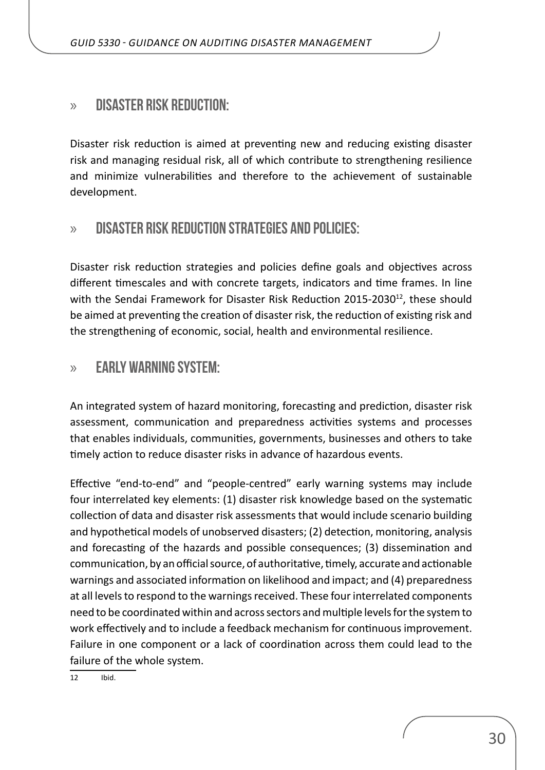## » DISASTER RISK REDUCTION:

Disaster risk reduction is aimed at preventing new and reducing existing disaster risk and managing residual risk, all of which contribute to strengthening resilience and minimize vulnerabilities and therefore to the achievement of sustainable development.

## » DISASTER RISK REDUCTION STRATEGIES AND POLICIES:

Disaster risk reduction strategies and policies define goals and objectives across different timescales and with concrete targets, indicators and time frames. In line with the Sendai Framework for Disaster Risk Reduction 2015-2030[12], these should be aimed at preventing the creation of disaster risk, the reduction of existing risk and the strengthening of economic, social, health and environmental resilience.

## » EARLY WARNING SYSTEM:

An integrated system of hazard monitoring, forecasting and prediction, disaster risk assessment, communication and preparedness activities systems and processes that enables individuals, communities, governments, businesses and others to take timely action to reduce disaster risks in advance of hazardous events.

Effective "end-to-end" and "people-centred" early warning systems may include four interrelated key elements: (1) disaster risk knowledge based on the systematic collection of data and disaster risk assessments that would include scenario building and hypothetical models of unobserved disasters; (2) detection, monitoring, analysis and forecasting of the hazards and possible consequences; (3) dissemination and communication, by an official source, of authoritative, timely, accurate and actionable warnings and associated information on likelihood and impact; and (4) preparedness at all levels to respond to the warnings received. These four interrelated components need to be coordinated within and across sectors and multiple levels for the system to work effectively and to include a feedback mechanism for continuous improvement. Failure in one component or a lack of coordination across them could lead to the failure of the whole system.

---

12 Ibid.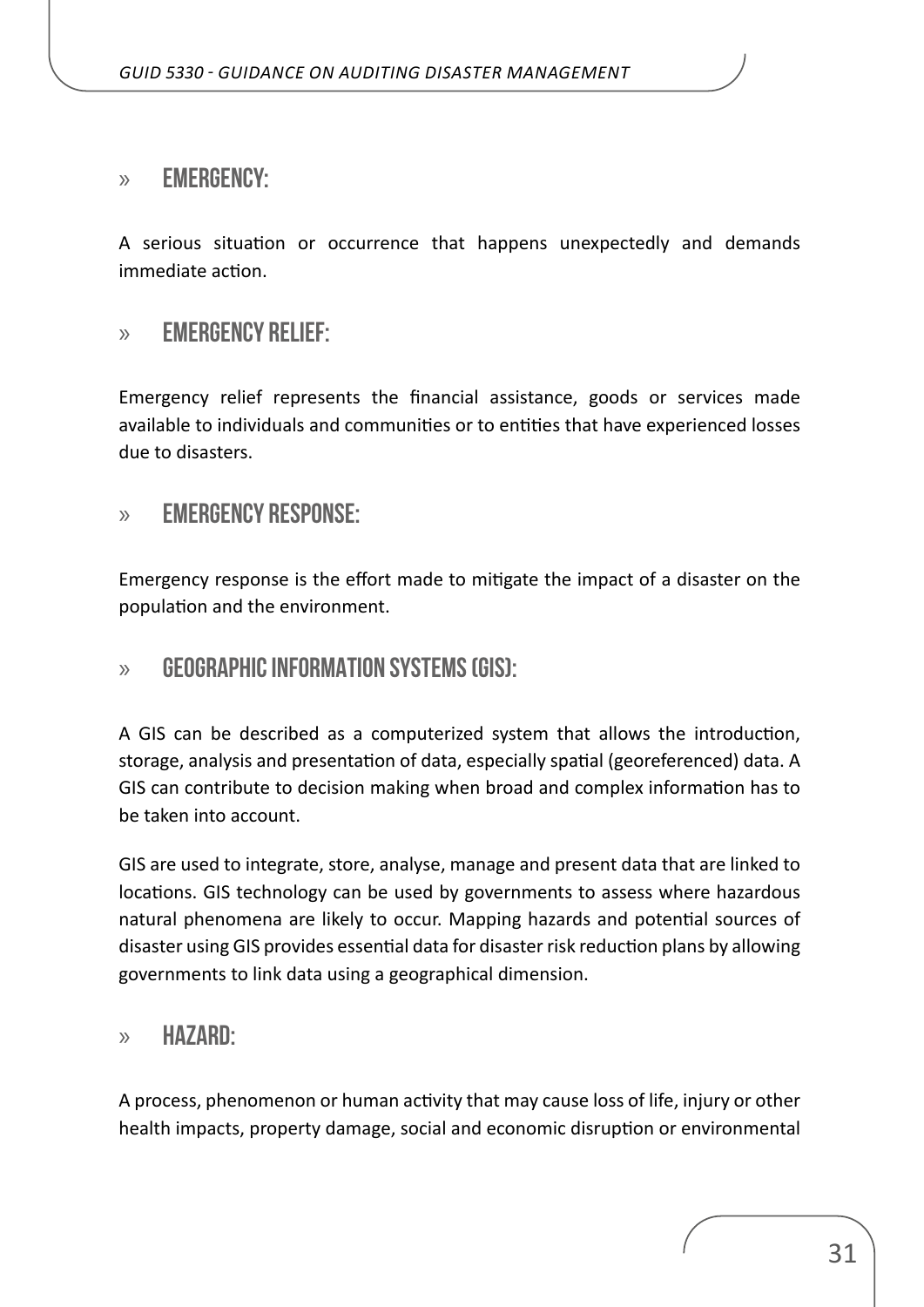## » EMERGENCY:

A serious situation or occurrence that happens unexpectedly and demands immediate action.

## » EMERGENCY RELIEF:

Emergency relief represents the financial assistance, goods or services made available to individuals and communities or to entities that have experienced losses due to disasters.

## » EMERGENCY RESPONSE:

Emergency response is the effort made to mitigate the impact of a disaster on the population and the environment.

## » GEOGRAPHIC INFORMATION SYSTEMS (GIS):

A GIS can be described as a computerized system that allows the introduction, storage, analysis and presentation of data, especially spatial (georeferenced) data. A GIS can contribute to decision making when broad and complex information has to be taken into account.

GIS are used to integrate, store, analyse, manage and present data that are linked to locations. GIS technology can be used by governments to assess where hazardous natural phenomena are likely to occur. Mapping hazards and potential sources of disaster using GIS provides essential data for disaster risk reduction plans by allowing governments to link data using a geographical dimension.

## » HAZARD:

A process, phenomenon or human activity that may cause loss of life, injury or other health impacts, property damage, social and economic disruption or environmental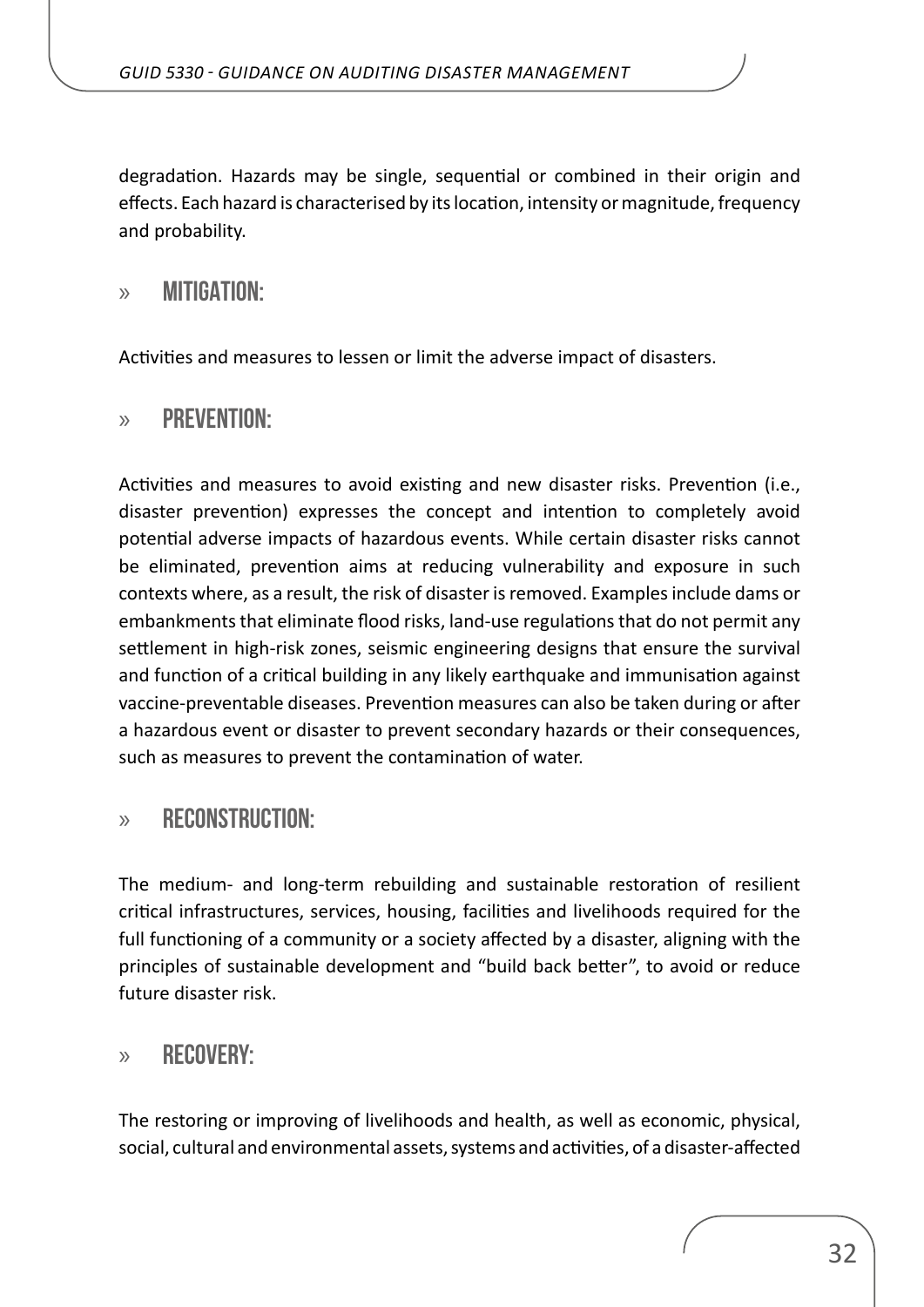degradation. Hazards may be single, sequential or combined in their origin and effects. Each hazard is characterised by its location, intensity or magnitude, frequency and probability.

### » MITIGATION:

Activities and measures to lessen or limit the adverse impact of disasters.

### » PREVENTION:

Activities and measures to avoid existing and new disaster risks. Prevention (i.e., disaster prevention) expresses the concept and intention to completely avoid potential adverse impacts of hazardous events. While certain disaster risks cannot be eliminated, prevention aims at reducing vulnerability and exposure in such contexts where, as a result, the risk of disaster is removed. Examples include dams or embankments that eliminate flood risks, land-use regulations that do not permit any settlement in high-risk zones, seismic engineering designs that ensure the survival and function of a critical building in any likely earthquake and immunisation against vaccine-preventable diseases. Prevention measures can also be taken during or after a hazardous event or disaster to prevent secondary hazards or their consequences, such as measures to prevent the contamination of water.

### » RECONSTRUCTION:

The medium- and long-term rebuilding and sustainable restoration of resilient critical infrastructures, services, housing, facilities and livelihoods required for the full functioning of a community or a society affected by a disaster, aligning with the principles of sustainable development and "build back better", to avoid or reduce future disaster risk.

### » RECOVERY:

The restoring or improving of livelihoods and health, as well as economic, physical, social, cultural and environmental assets, systems and activities, of a disaster-affected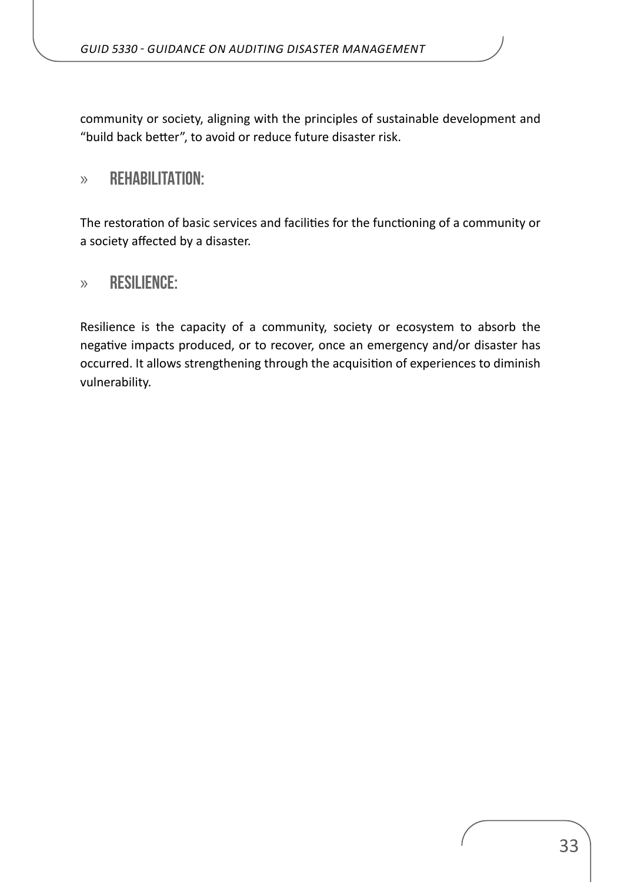community or society, aligning with the principles of sustainable development and "build back better", to avoid or reduce future disaster risk.

### » REHABILITATION:

The restoration of basic services and facilities for the functioning of a community or a society affected by a disaster.

### » RESILIENCE:

Resilience is the capacity of a community, society or ecosystem to absorb the negative impacts produced, or to recover, once an emergency and/or disaster has occurred. It allows strengthening through the acquisition of experiences to diminish vulnerability.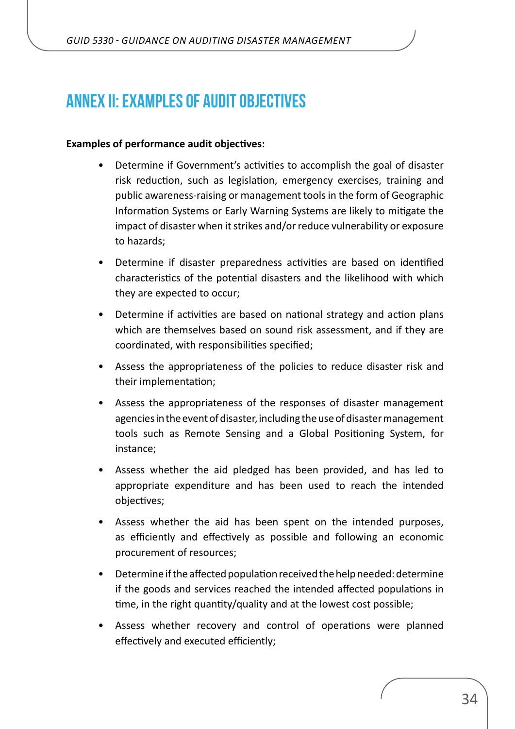# ANNEX II: EXAMPLES OF AUDIT OBJECTIVES

**Examples of performance audit objectives:**

- Determine if Government's activities to accomplish the goal of disaster risk reduction, such as legislation, emergency exercises, training and public awareness-raising or management tools in the form of Geographic Information Systems or Early Warning Systems are likely to mitigate the impact of disaster when it strikes and/or reduce vulnerability or exposure to hazards;
- Determine if disaster preparedness activities are based on identified characteristics of the potential disasters and the likelihood with which they are expected to occur;
- Determine if activities are based on national strategy and action plans which are themselves based on sound risk assessment, and if they are coordinated, with responsibilities specified;
- Assess the appropriateness of the policies to reduce disaster risk and their implementation;
- Assess the appropriateness of the responses of disaster management agencies in the event of disaster, including the use of disaster management tools such as Remote Sensing and a Global Positioning System, for instance;
- Assess whether the aid pledged has been provided, and has led to appropriate expenditure and has been used to reach the intended objectives;
- Assess whether the aid has been spent on the intended purposes, as efficiently and effectively as possible and following an economic procurement of resources;
- Determine if the affected population received the help needed: determine if the goods and services reached the intended affected populations in time, in the right quantity/quality and at the lowest cost possible;
- Assess whether recovery and control of operations were planned effectively and executed efficiently;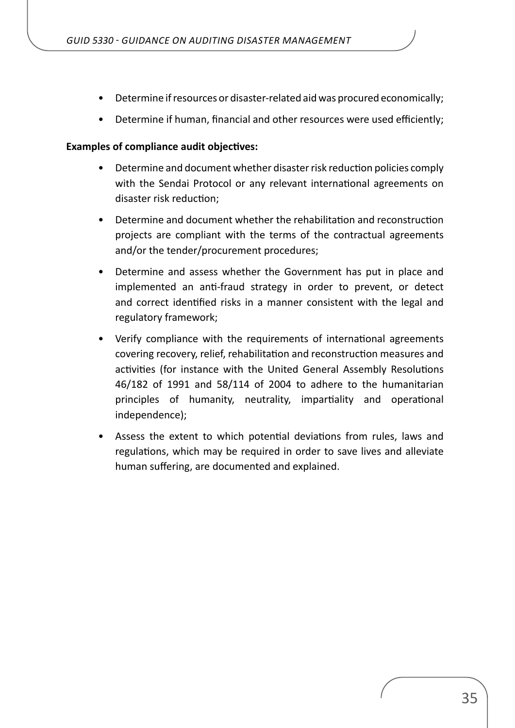- Determine if resources or disaster-related aid was procured economically;
- Determine if human, financial and other resources were used efficiently;

**Examples of compliance audit objectives:**

- Determine and document whether disaster risk reduction policies comply with the Sendai Protocol or any relevant international agreements on disaster risk reduction;
- Determine and document whether the rehabilitation and reconstruction projects are compliant with the terms of the contractual agreements and/or the tender/procurement procedures;
- Determine and assess whether the Government has put in place and implemented an anti-fraud strategy in order to prevent, or detect and correct identified risks in a manner consistent with the legal and regulatory framework;
- Verify compliance with the requirements of international agreements covering recovery, relief, rehabilitation and reconstruction measures and activities (for instance with the United General Assembly Resolutions 46/182 of 1991 and 58/114 of 2004 to adhere to the humanitarian principles of humanity, neutrality, impartiality and operational independence);
- Assess the extent to which potential deviations from rules, laws and regulations, which may be required in order to save lives and alleviate human suffering, are documented and explained.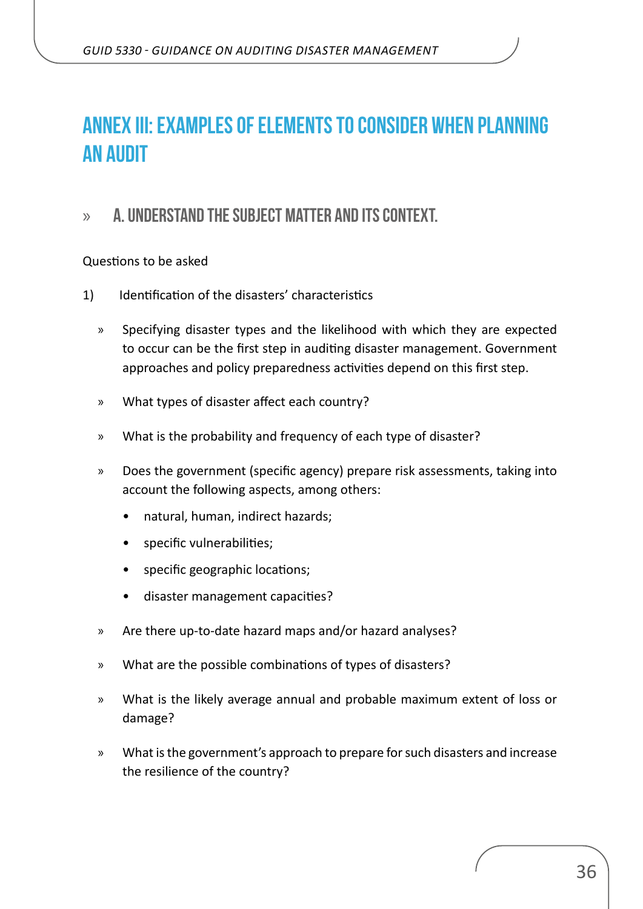# ANNEX III: EXAMPLES OF ELEMENTS TO CONSIDER WHEN PLANNING AN AUDIT

## » A. UNDERSTAND THE SUBJECT MATTER AND ITS CONTEXT.

Questions to be asked

1) Identification of the disasters' characteristics

- Specifying disaster types and the likelihood with which they are expected to occur can be the first step in auditing disaster management. Government approaches and policy preparedness activities depend on this first step.
- What types of disaster affect each country?
- What is the probability and frequency of each type of disaster?
- Does the government (specific agency) prepare risk assessments, taking into account the following aspects, among others:
  - natural, human, indirect hazards;
  - specific vulnerabilities;
  - specific geographic locations;
  - disaster management capacities?
- Are there up-to-date hazard maps and/or hazard analyses?
- What are the possible combinations of types of disasters?
- What is the likely average annual and probable maximum extent of loss or damage?
- What is the government's approach to prepare for such disasters and increase the resilience of the country?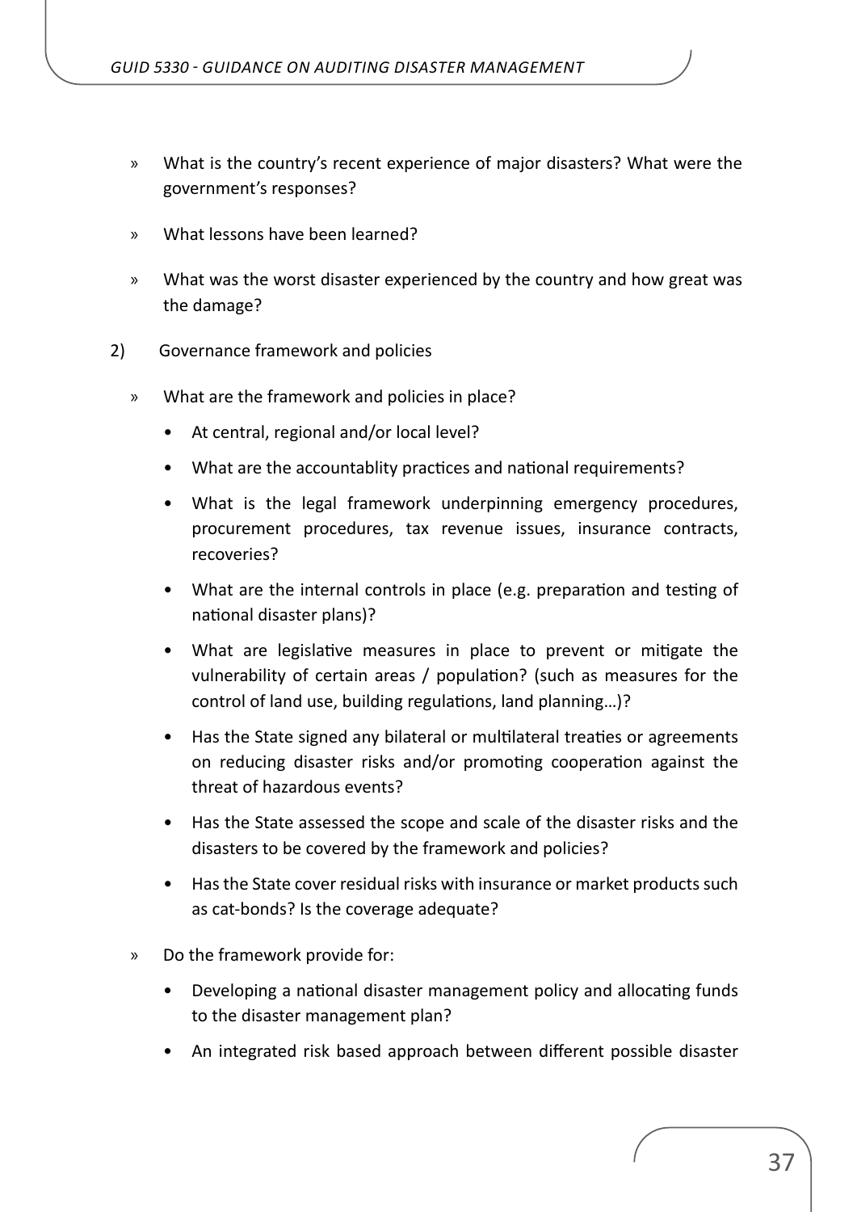- What is the country's recent experience of major disasters? What were the government's responses?
- What lessons have been learned?
- What was the worst disaster experienced by the country and how great was the damage?

2) Governance framework and policies

- What are the framework and policies in place?
  - At central, regional and/or local level?
  - What are the accountablity practices and national requirements?
  - What is the legal framework underpinning emergency procedures, procurement procedures, tax revenue issues, insurance contracts, recoveries?
  - What are the internal controls in place (e.g. preparation and testing of national disaster plans)?
  - What are legislative measures in place to prevent or mitigate the vulnerability of certain areas / population? (such as measures for the control of land use, building regulations, land planning…)?
  - Has the State signed any bilateral or multilateral treaties or agreements on reducing disaster risks and/or promoting cooperation against the threat of hazardous events?
  - Has the State assessed the scope and scale of the disaster risks and the disasters to be covered by the framework and policies?
  - Has the State cover residual risks with insurance or market products such as cat-bonds? Is the coverage adequate?
- Do the framework provide for:
  - Developing a national disaster management policy and allocating funds to the disaster management plan?
  - An integrated risk based approach between different possible disaster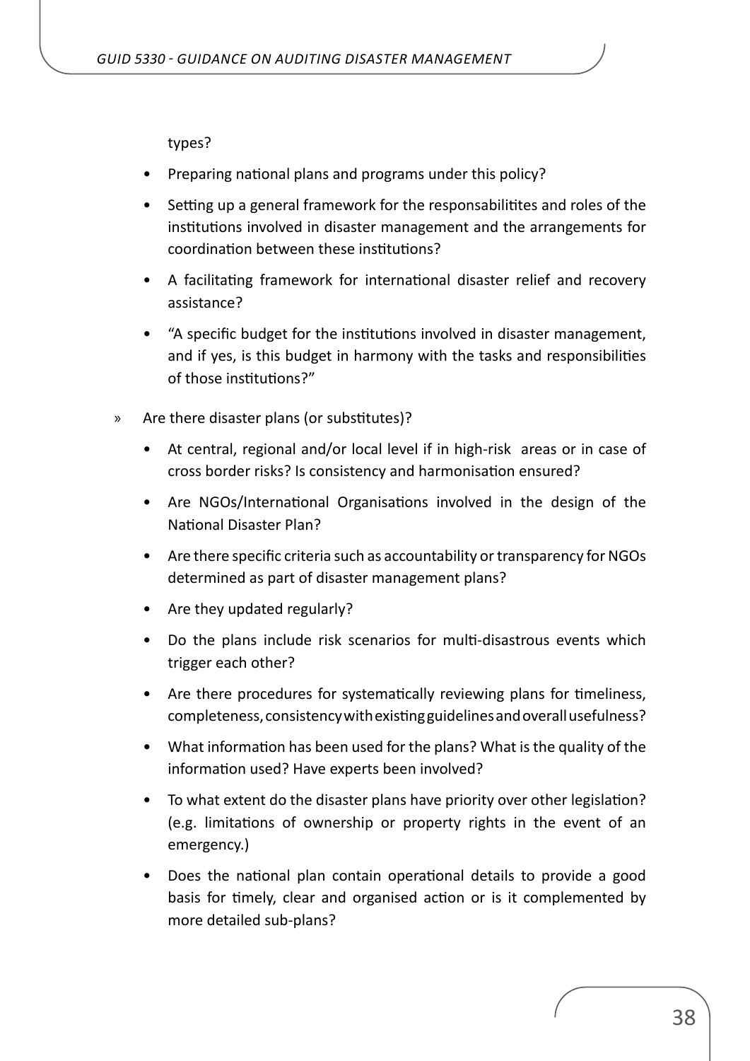types?

- Preparing national plans and programs under this policy?
- Setting up a general framework for the responsabilitites and roles of the institutions involved in disaster management and the arrangements for coordination between these institutions?
- A facilitating framework for international disaster relief and recovery assistance?
- "A specific budget for the institutions involved in disaster management, and if yes, is this budget in harmony with the tasks and responsibilities of those institutions?"

» Are there disaster plans (or substitutes)?

- At central, regional and/or local level if in high-risk areas or in case of cross border risks? Is consistency and harmonisation ensured?
- Are NGOs/International Organisations involved in the design of the National Disaster Plan?
- Are there specific criteria such as accountability or transparency for NGOs determined as part of disaster management plans?
- Are they updated regularly?
- Do the plans include risk scenarios for multi-disastrous events which trigger each other?
- Are there procedures for systematically reviewing plans for timeliness, completeness, consistency with existing guidelines and overall usefulness?
- What information has been used for the plans? What is the quality of the information used? Have experts been involved?
- To what extent do the disaster plans have priority over other legislation? (e.g. limitations of ownership or property rights in the event of an emergency.)
- Does the national plan contain operational details to provide a good basis for timely, clear and organised action or is it complemented by more detailed sub-plans?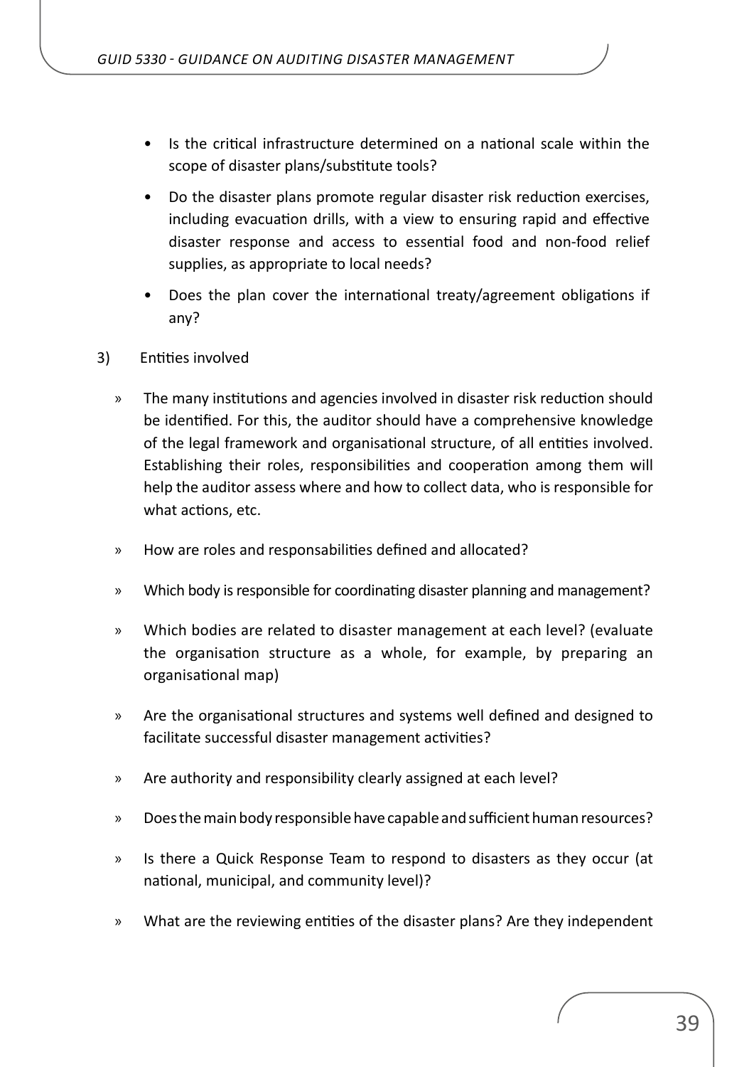- Is the critical infrastructure determined on a national scale within the scope of disaster plans/substitute tools?
- Do the disaster plans promote regular disaster risk reduction exercises, including evacuation drills, with a view to ensuring rapid and effective disaster response and access to essential food and non-food relief supplies, as appropriate to local needs?
- Does the plan cover the international treaty/agreement obligations if any?

3) Entities involved

» The many institutions and agencies involved in disaster risk reduction should be identified. For this, the auditor should have a comprehensive knowledge of the legal framework and organisational structure, of all entities involved. Establishing their roles, responsibilities and cooperation among them will help the auditor assess where and how to collect data, who is responsible for what actions, etc.

» How are roles and responsabilities defined and allocated?

» Which body is responsible for coordinating disaster planning and management?

» Which bodies are related to disaster management at each level? (evaluate the organisation structure as a whole, for example, by preparing an organisational map)

» Are the organisational structures and systems well defined and designed to facilitate successful disaster management activities?

» Are authority and responsibility clearly assigned at each level?

» Does the main body responsible have capable and sufficient human resources?

» Is there a Quick Response Team to respond to disasters as they occur (at national, municipal, and community level)?

» What are the reviewing entities of the disaster plans? Are they independent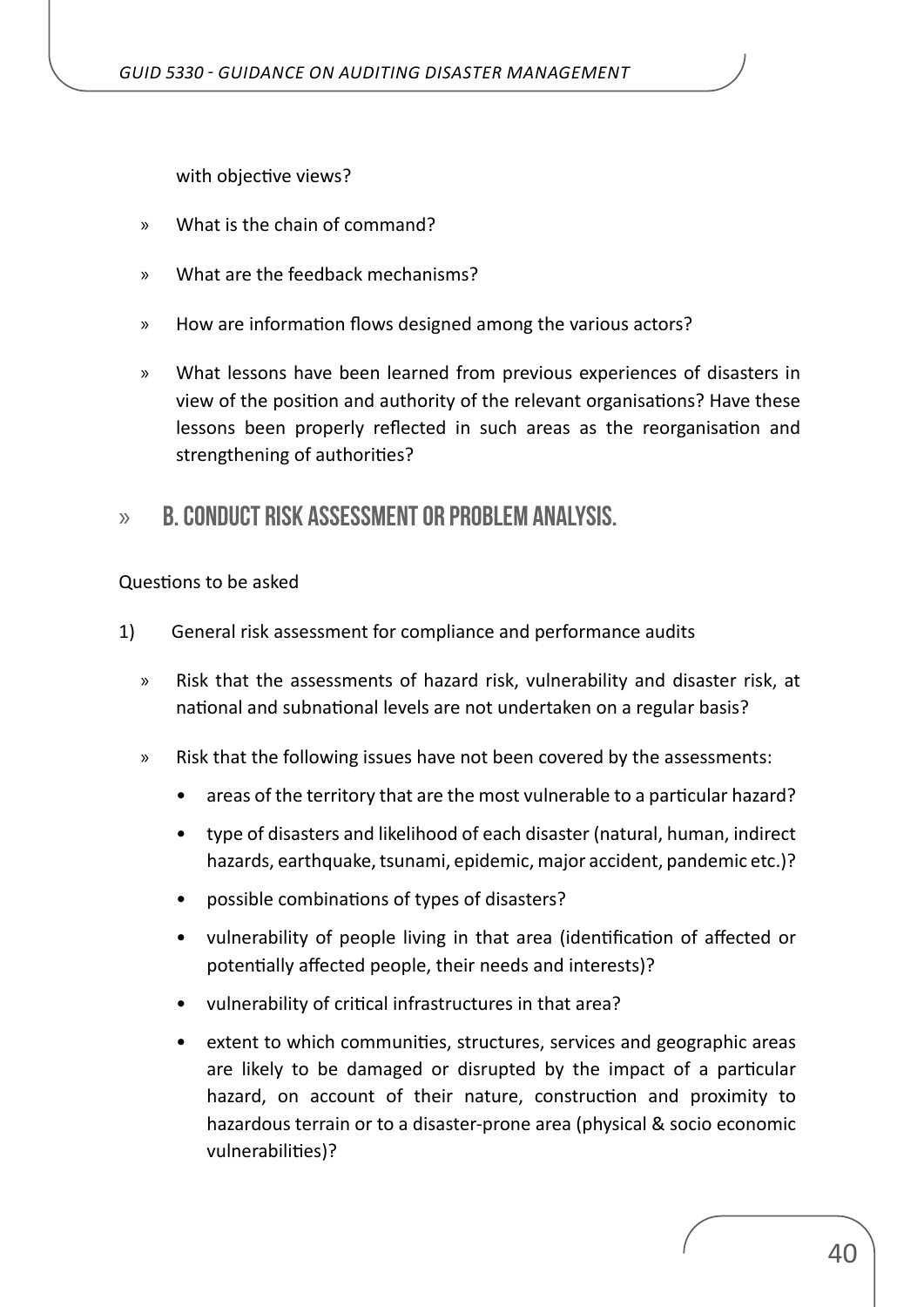with objective views?

- What is the chain of command?
- What are the feedback mechanisms?
- How are information flows designed among the various actors?
- What lessons have been learned from previous experiences of disasters in view of the position and authority of the relevant organisations? Have these lessons been properly reflected in such areas as the reorganisation and strengthening of authorities?

## B. CONDUCT RISK ASSESSMENT OR PROBLEM ANALYSIS.

Questions to be asked

1) General risk assessment for compliance and performance audits

   - Risk that the assessments of hazard risk, vulnerability and disaster risk, at national and subnational levels are not undertaken on a regular basis?
   - Risk that the following issues have not been covered by the assessments:
     - areas of the territory that are the most vulnerable to a particular hazard?
     - type of disasters and likelihood of each disaster (natural, human, indirect hazards, earthquake, tsunami, epidemic, major accident, pandemic etc.)?
     - possible combinations of types of disasters?
     - vulnerability of people living in that area (identification of affected or potentially affected people, their needs and interests)?
     - vulnerability of critical infrastructures in that area?
     - extent to which communities, structures, services and geographic areas are likely to be damaged or disrupted by the impact of a particular hazard, on account of their nature, construction and proximity to hazardous terrain or to a disaster-prone area (physical & socio economic vulnerabilities)?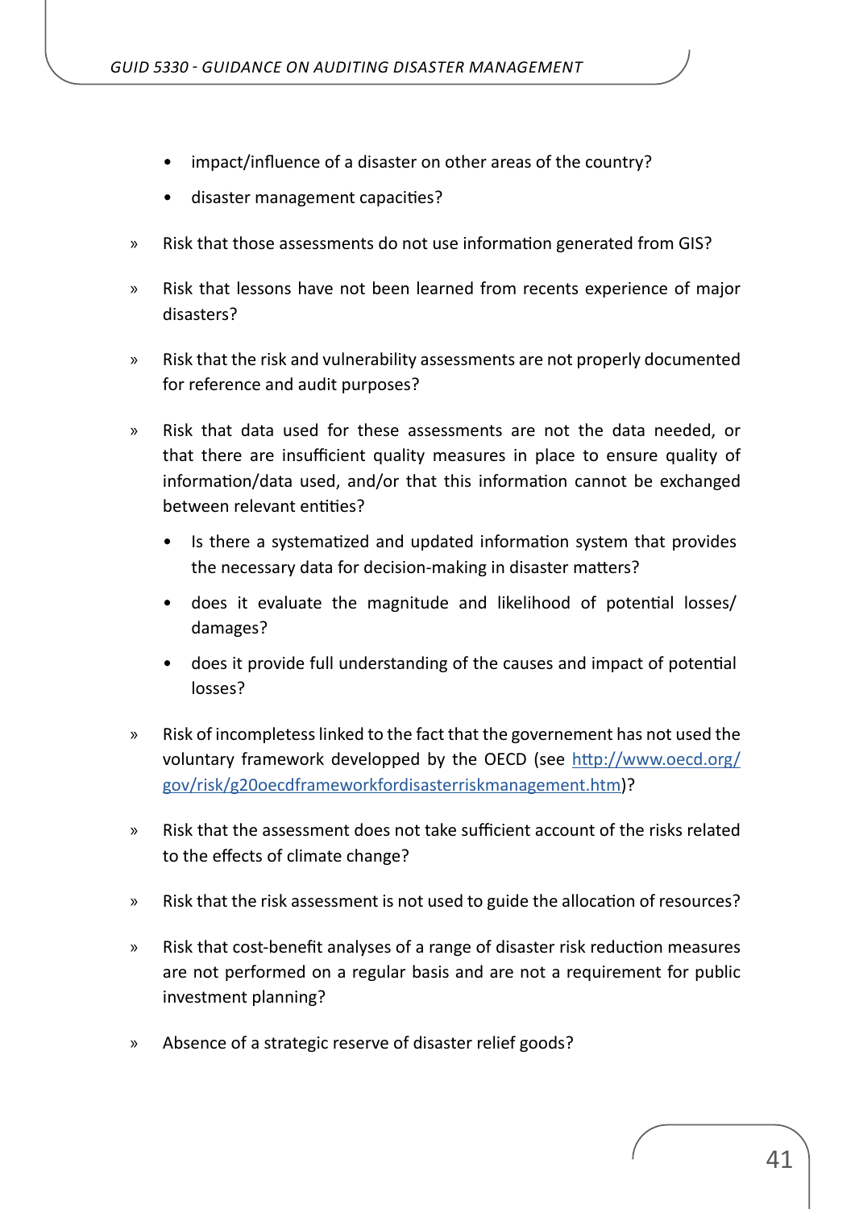- impact/influence of a disaster on other areas of the country?
- disaster management capacities?

» Risk that those assessments do not use information generated from GIS?

» Risk that lessons have not been learned from recents experience of major disasters?

» Risk that the risk and vulnerability assessments are not properly documented for reference and audit purposes?

» Risk that data used for these assessments are not the data needed, or that there are insufficient quality measures in place to ensure quality of information/data used, and/or that this information cannot be exchanged between relevant entities?

- Is there a systematized and updated information system that provides the necessary data for decision-making in disaster matters?
- does it evaluate the magnitude and likelihood of potential losses/ damages?
- does it provide full understanding of the causes and impact of potential losses?

» Risk of incompletess linked to the fact that the governement has not used the voluntary framework developped by the OECD (see [http://www.oecd.org/gov/risk/g20oecdframeworkfordisasterriskmanagement.htm](http://www.oecd.org/gov/risk/g20oecdframeworkfordisasterriskmanagement.htm))?

» Risk that the assessment does not take sufficient account of the risks related to the effects of climate change?

» Risk that the risk assessment is not used to guide the allocation of resources?

» Risk that cost-benefit analyses of a range of disaster risk reduction measures are not performed on a regular basis and are not a requirement for public investment planning?

» Absence of a strategic reserve of disaster relief goods?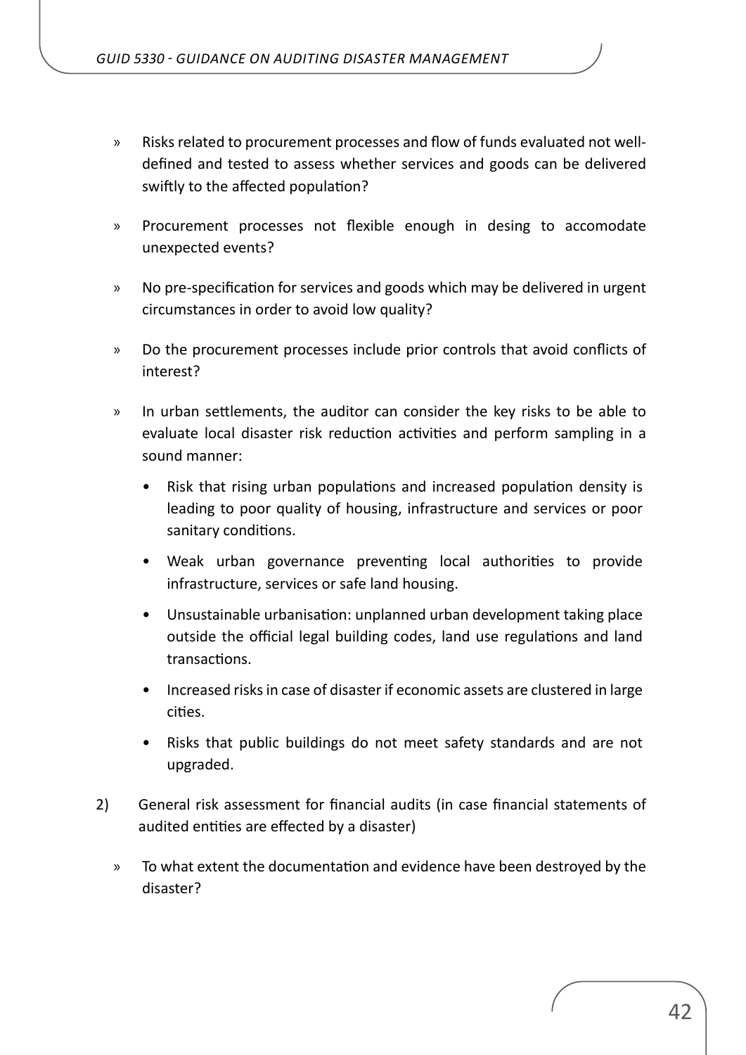- Risks related to procurement processes and flow of funds evaluated not well-defined and tested to assess whether services and goods can be delivered swiftly to the affected population?

- Procurement processes not flexible enough in desing to accomodate unexpected events?

- No pre-specification for services and goods which may be delivered in urgent circumstances in order to avoid low quality?

- Do the procurement processes include prior controls that avoid conflicts of interest?

- In urban settlements, the auditor can consider the key risks to be able to evaluate local disaster risk reduction activities and perform sampling in a sound manner:

  - Risk that rising urban populations and increased population density is leading to poor quality of housing, infrastructure and services or poor sanitary conditions.
  - Weak urban governance preventing local authorities to provide infrastructure, services or safe land housing.
  - Unsustainable urbanisation: unplanned urban development taking place outside the official legal building codes, land use regulations and land transactions.
  - Increased risks in case of disaster if economic assets are clustered in large cities.
  - Risks that public buildings do not meet safety standards and are not upgraded.

2) General risk assessment for financial audits (in case financial statements of audited entities are effected by a disaster)

   - To what extent the documentation and evidence have been destroyed by the disaster?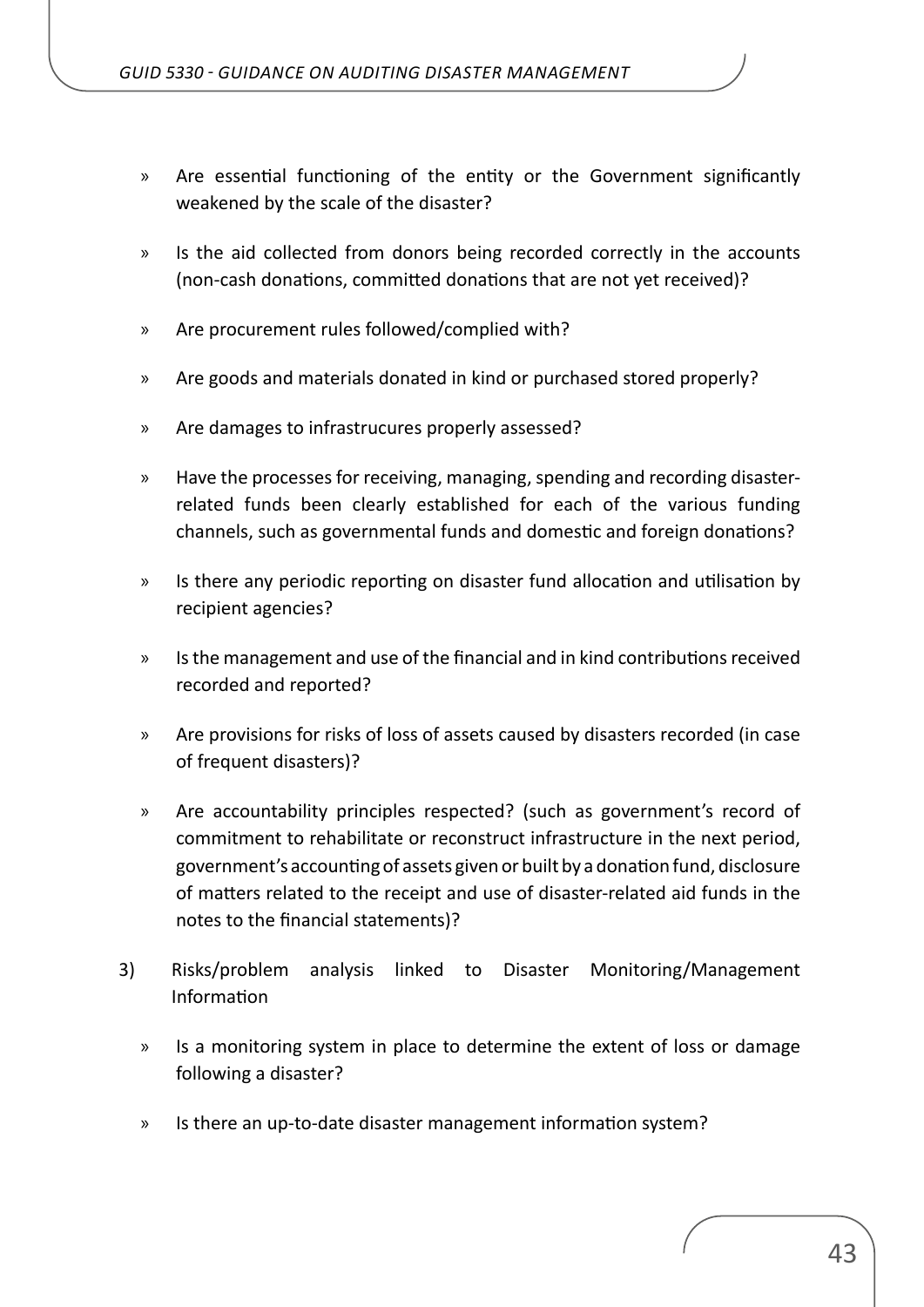- Are essential functioning of the entity or the Government significantly weakened by the scale of the disaster?
- Is the aid collected from donors being recorded correctly in the accounts (non-cash donations, committed donations that are not yet received)?
- Are procurement rules followed/complied with?
- Are goods and materials donated in kind or purchased stored properly?
- Are damages to infrastrucures properly assessed?
- Have the processes for receiving, managing, spending and recording disaster-related funds been clearly established for each of the various funding channels, such as governmental funds and domestic and foreign donations?
- Is there any periodic reporting on disaster fund allocation and utilisation by recipient agencies?
- Is the management and use of the financial and in kind contributions received recorded and reported?
- Are provisions for risks of loss of assets caused by disasters recorded (in case of frequent disasters)?
- Are accountability principles respected? (such as government's record of commitment to rehabilitate or reconstruct infrastructure in the next period, government's accounting of assets given or built by a donation fund, disclosure of matters related to the receipt and use of disaster-related aid funds in the notes to the financial statements)?

3) Risks/problem analysis linked to Disaster Monitoring/Management Information

- Is a monitoring system in place to determine the extent of loss or damage following a disaster?
- Is there an up-to-date disaster management information system?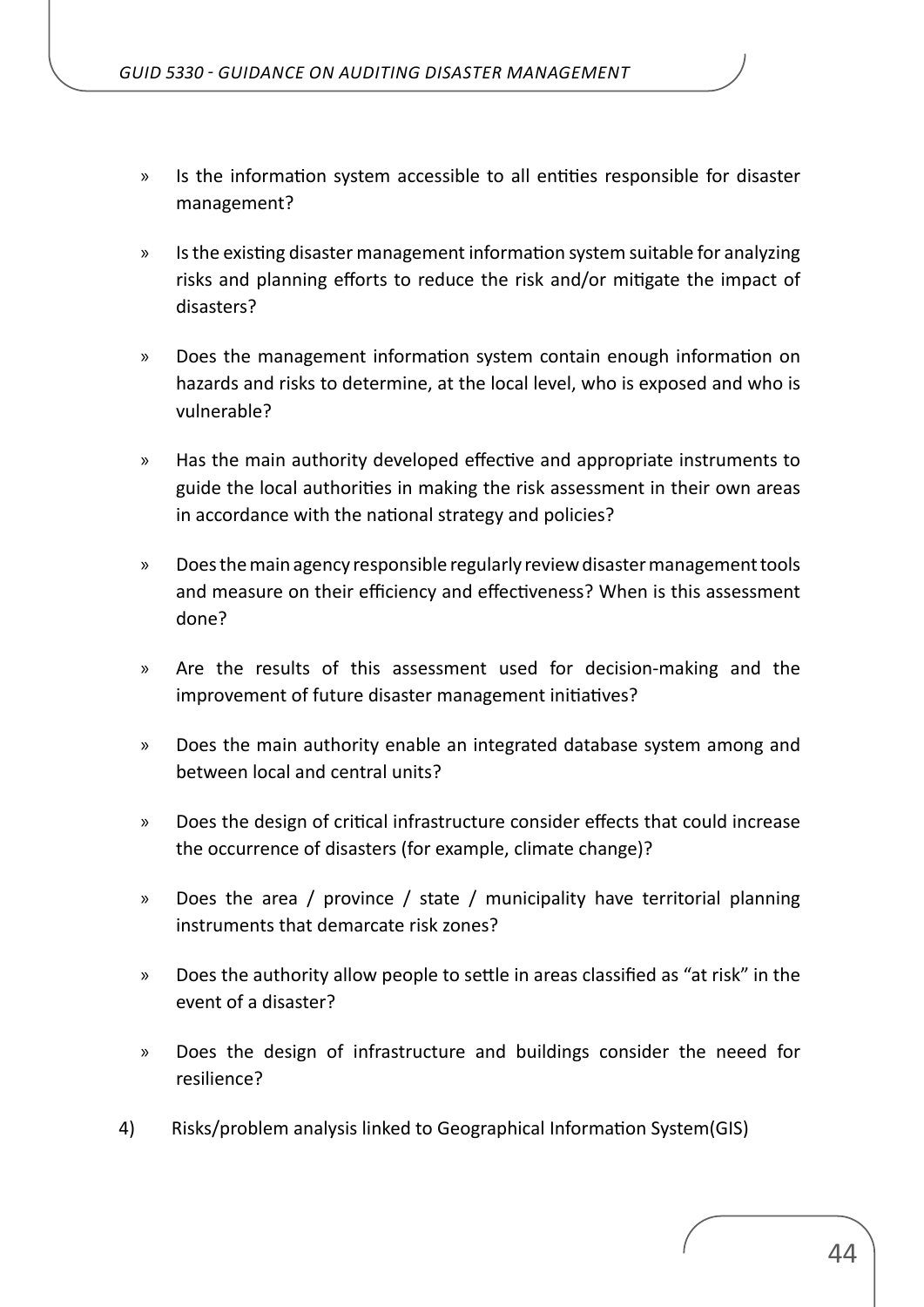- Is the information system accessible to all entities responsible for disaster management?
- Is the existing disaster management information system suitable for analyzing risks and planning efforts to reduce the risk and/or mitigate the impact of disasters?
- Does the management information system contain enough information on hazards and risks to determine, at the local level, who is exposed and who is vulnerable?
- Has the main authority developed effective and appropriate instruments to guide the local authorities in making the risk assessment in their own areas in accordance with the national strategy and policies?
- Does the main agency responsible regularly review disaster management tools and measure on their efficiency and effectiveness? When is this assessment done?
- Are the results of this assessment used for decision-making and the improvement of future disaster management initiatives?
- Does the main authority enable an integrated database system among and between local and central units?
- Does the design of critical infrastructure consider effects that could increase the occurrence of disasters (for example, climate change)?
- Does the area / province / state / municipality have territorial planning instruments that demarcate risk zones?
- Does the authority allow people to settle in areas classified as "at risk" in the event of a disaster?
- Does the design of infrastructure and buildings consider the neeed for resilience?

4) Risks/problem analysis linked to Geographical Information System(GIS)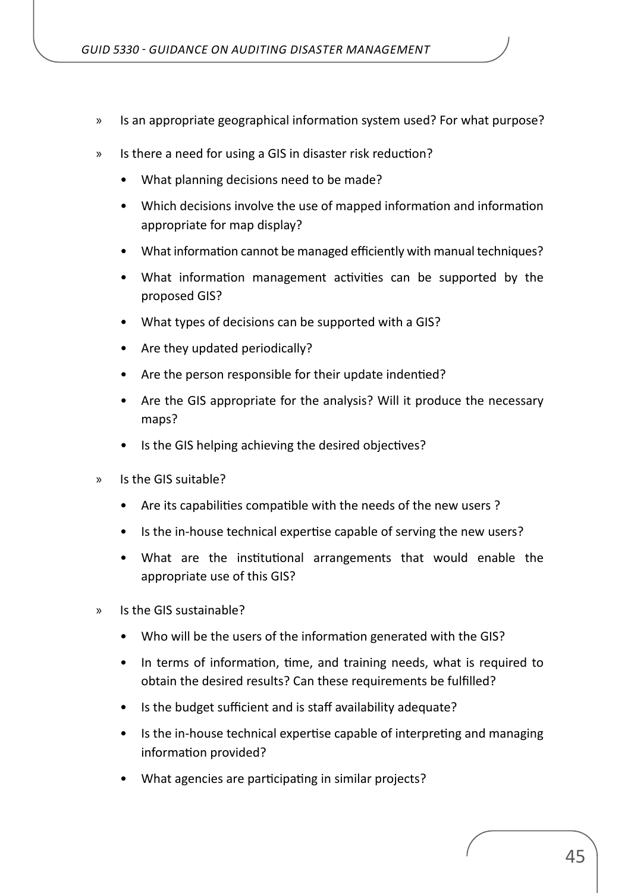- Is an appropriate geographical information system used? For what purpose?

- Is there a need for using a GIS in disaster risk reduction?
  - What planning decisions need to be made?
  - Which decisions involve the use of mapped information and information appropriate for map display?
  - What information cannot be managed efficiently with manual techniques?
  - What information management activities can be supported by the proposed GIS?
  - What types of decisions can be supported with a GIS?
  - Are they updated periodically?
  - Are the person responsible for their update indentied?
  - Are the GIS appropriate for the analysis? Will it produce the necessary maps?
  - Is the GIS helping achieving the desired objectives?

- Is the GIS suitable?
  - Are its capabilities compatible with the needs of the new users ?
  - Is the in-house technical expertise capable of serving the new users?
  - What are the institutional arrangements that would enable the appropriate use of this GIS?

- Is the GIS sustainable?
  - Who will be the users of the information generated with the GIS?
  - In terms of information, time, and training needs, what is required to obtain the desired results? Can these requirements be fulfilled?
  - Is the budget sufficient and is staff availability adequate?
  - Is the in-house technical expertise capable of interpreting and managing information provided?
  - What agencies are participating in similar projects?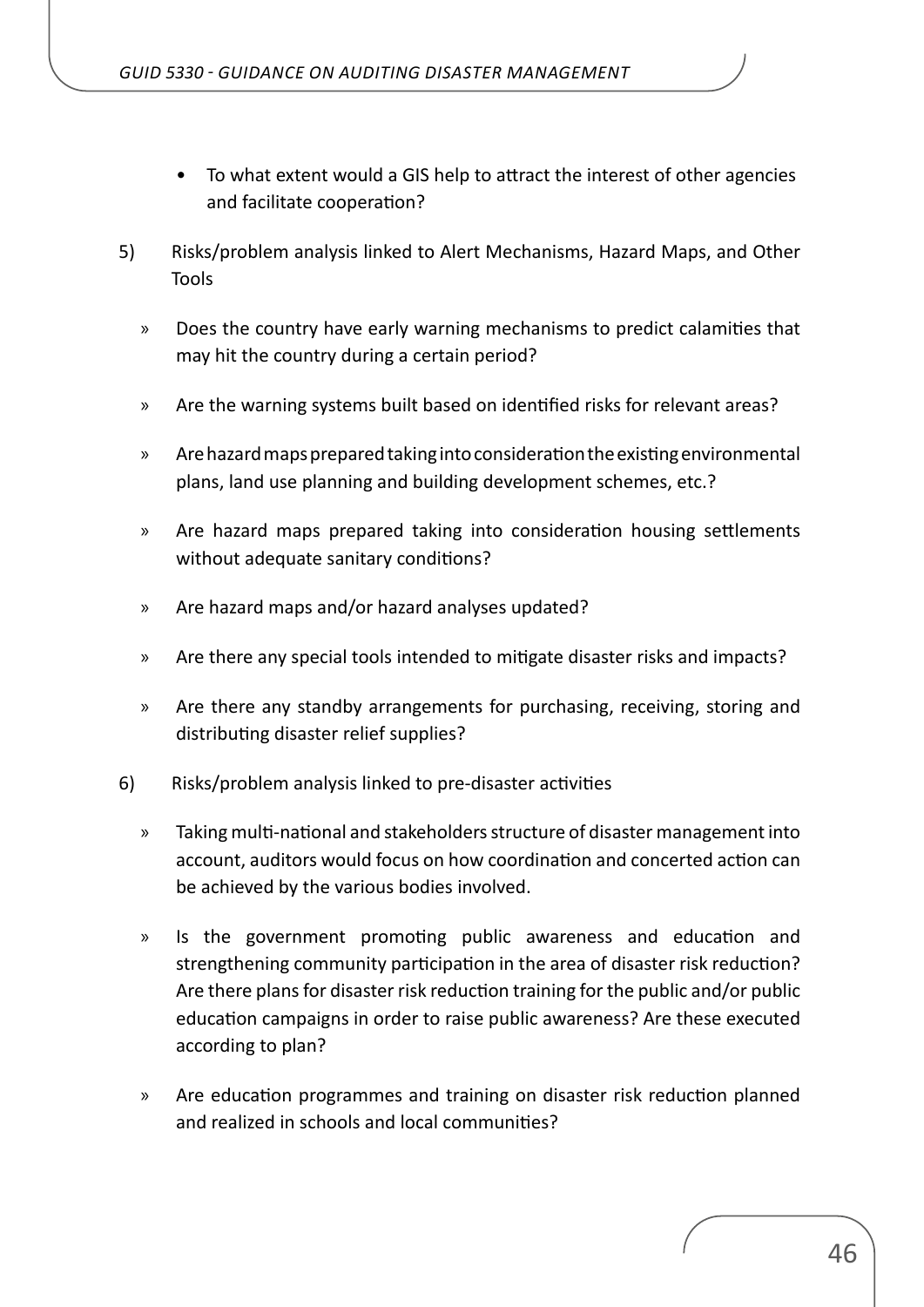- To what extent would a GIS help to attract the interest of other agencies and facilitate cooperation?

5) Risks/problem analysis linked to Alert Mechanisms, Hazard Maps, and Other Tools

   » Does the country have early warning mechanisms to predict calamities that may hit the country during a certain period?

   » Are the warning systems built based on identified risks for relevant areas?

   » Are hazard maps prepared taking into consideration the existing environmental plans, land use planning and building development schemes, etc.?

   » Are hazard maps prepared taking into consideration housing settlements without adequate sanitary conditions?

   » Are hazard maps and/or hazard analyses updated?

   » Are there any special tools intended to mitigate disaster risks and impacts?

   » Are there any standby arrangements for purchasing, receiving, storing and distributing disaster relief supplies?

6) Risks/problem analysis linked to pre-disaster activities

   » Taking multi-national and stakeholders structure of disaster management into account, auditors would focus on how coordination and concerted action can be achieved by the various bodies involved.

   » Is the government promoting public awareness and education and strengthening community participation in the area of disaster risk reduction? Are there plans for disaster risk reduction training for the public and/or public education campaigns in order to raise public awareness? Are these executed according to plan?

   » Are education programmes and training on disaster risk reduction planned and realized in schools and local communities?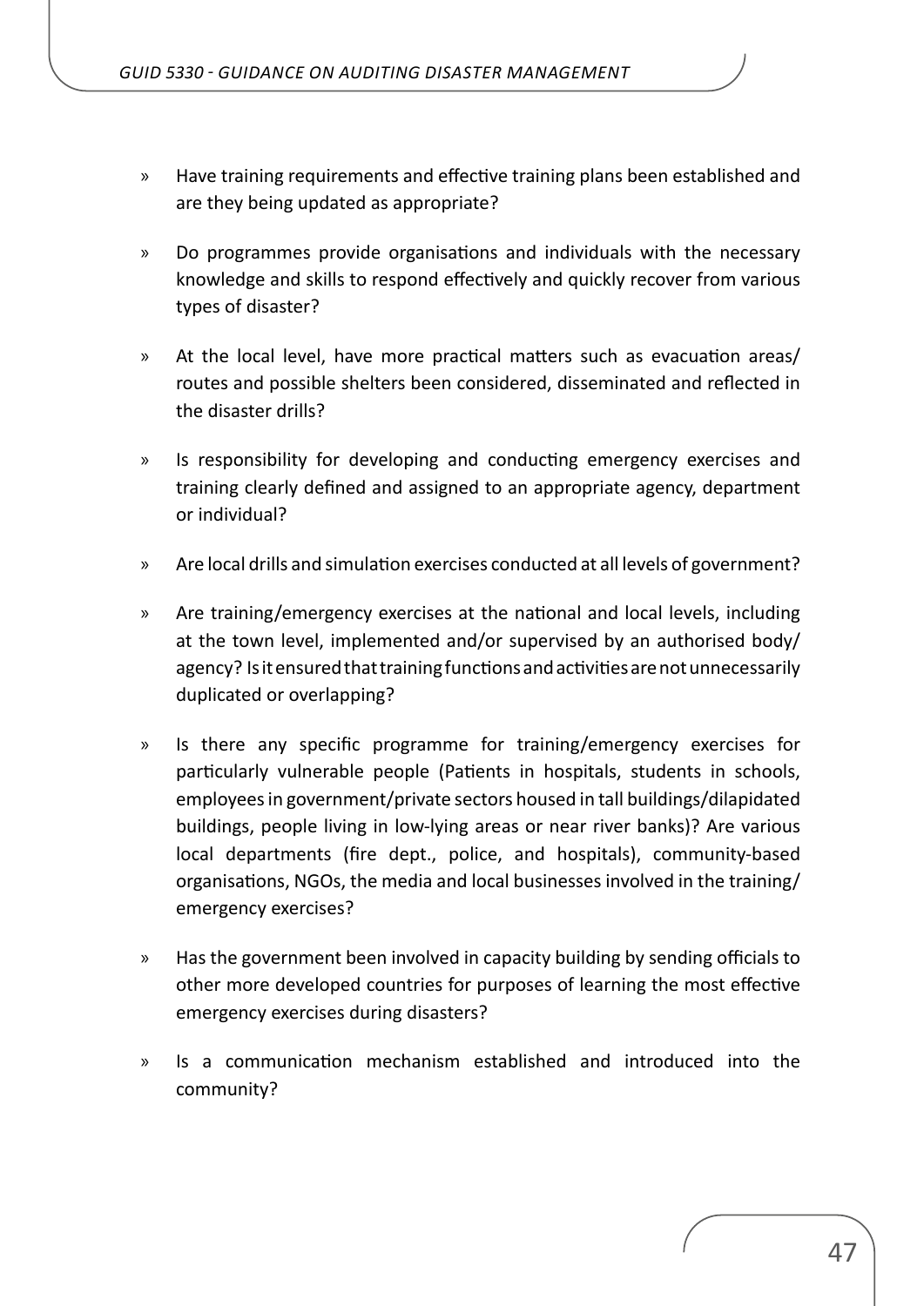- Have training requirements and effective training plans been established and are they being updated as appropriate?

- Do programmes provide organisations and individuals with the necessary knowledge and skills to respond effectively and quickly recover from various types of disaster?

- At the local level, have more practical matters such as evacuation areas/ routes and possible shelters been considered, disseminated and reflected in the disaster drills?

- Is responsibility for developing and conducting emergency exercises and training clearly defined and assigned to an appropriate agency, department or individual?

- Are local drills and simulation exercises conducted at all levels of government?

- Are training/emergency exercises at the national and local levels, including at the town level, implemented and/or supervised by an authorised body/ agency? Is it ensured that training functions and activities are not unnecessarily duplicated or overlapping?

- Is there any specific programme for training/emergency exercises for particularly vulnerable people (Patients in hospitals, students in schools, employees in government/private sectors housed in tall buildings/dilapidated buildings, people living in low-lying areas or near river banks)? Are various local departments (fire dept., police, and hospitals), community-based organisations, NGOs, the media and local businesses involved in the training/ emergency exercises?

- Has the government been involved in capacity building by sending officials to other more developed countries for purposes of learning the most effective emergency exercises during disasters?

- Is a communication mechanism established and introduced into the community?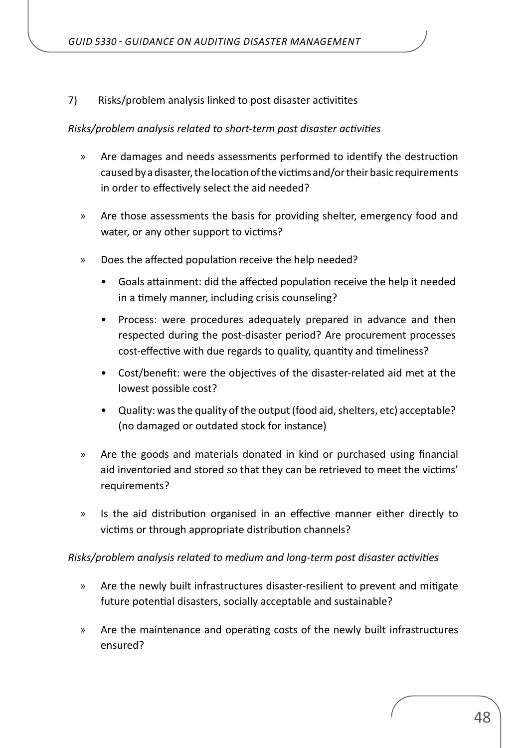7) Risks/problem analysis linked to post disaster activitites

*Risks/problem analysis related to short-term post disaster activities*

» Are damages and needs assessments performed to identify the destruction caused by a disaster, the location of the victims and/or their basic requirements in order to effectively select the aid needed?

» Are those assessments the basis for providing shelter, emergency food and water, or any other support to victims?

» Does the affected population receive the help needed?

- Goals attainment: did the affected population receive the help it needed in a timely manner, including crisis counseling?
- Process: were procedures adequately prepared in advance and then respected during the post-disaster period? Are procurement processes cost-effective with due regards to quality, quantity and timeliness?
- Cost/benefit: were the objectives of the disaster-related aid met at the lowest possible cost?
- Quality: was the quality of the output (food aid, shelters, etc) acceptable? (no damaged or outdated stock for instance)

» Are the goods and materials donated in kind or purchased using financial aid inventoried and stored so that they can be retrieved to meet the victims' requirements?

» Is the aid distribution organised in an effective manner either directly to victims or through appropriate distribution channels?

*Risks/problem analysis related to medium and long-term post disaster activities*

» Are the newly built infrastructures disaster-resilient to prevent and mitigate future potential disasters, socially acceptable and sustainable?

» Are the maintenance and operating costs of the newly built infrastructures ensured?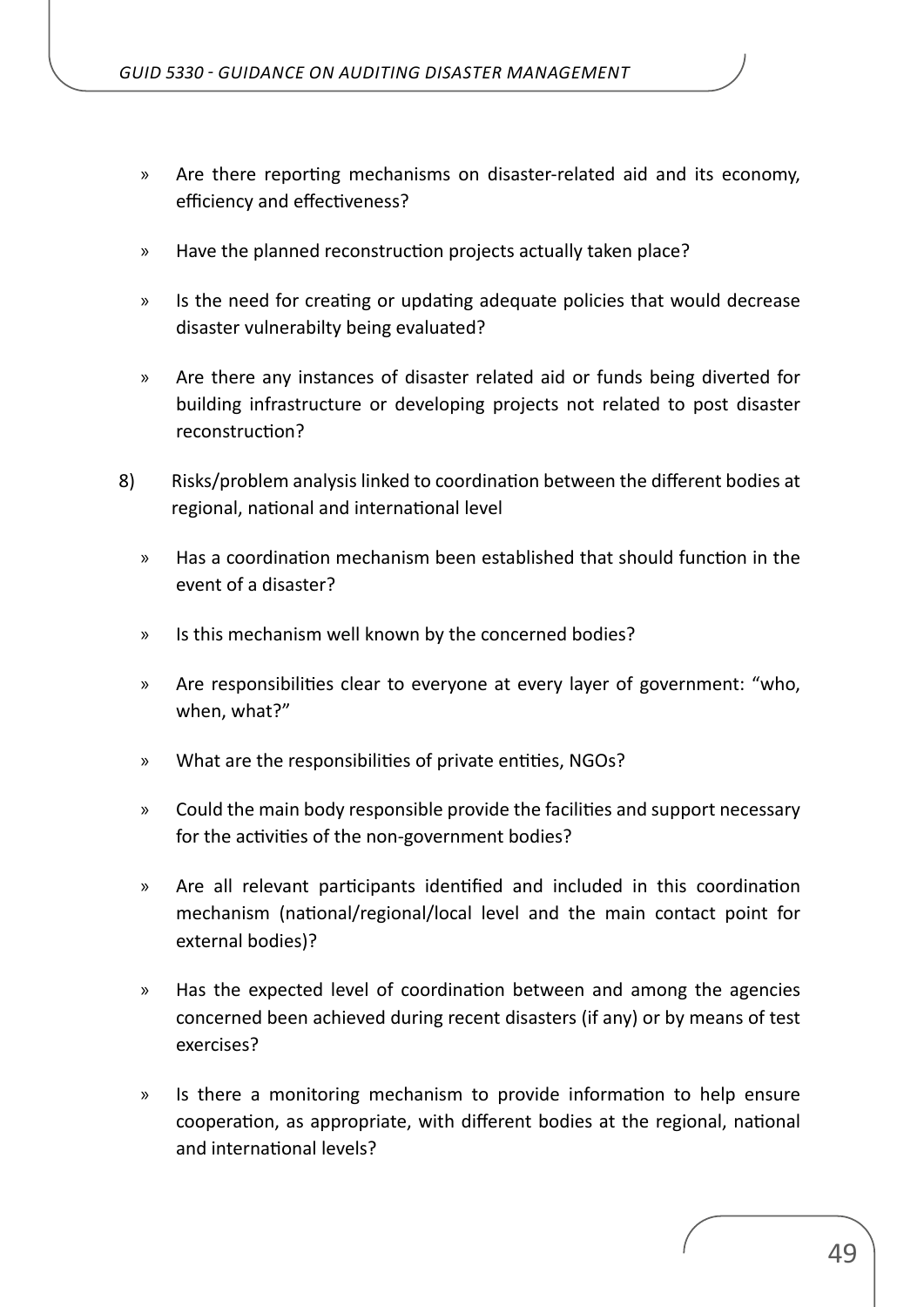- Are there reporting mechanisms on disaster-related aid and its economy, efficiency and effectiveness?
- Have the planned reconstruction projects actually taken place?
- Is the need for creating or updating adequate policies that would decrease disaster vulnerabilty being evaluated?
- Are there any instances of disaster related aid or funds being diverted for building infrastructure or developing projects not related to post disaster reconstruction?

8) Risks/problem analysis linked to coordination between the different bodies at regional, national and international level

- Has a coordination mechanism been established that should function in the event of a disaster?
- Is this mechanism well known by the concerned bodies?
- Are responsibilities clear to everyone at every layer of government: "who, when, what?"
- What are the responsibilities of private entities, NGOs?
- Could the main body responsible provide the facilities and support necessary for the activities of the non-government bodies?
- Are all relevant participants identified and included in this coordination mechanism (national/regional/local level and the main contact point for external bodies)?
- Has the expected level of coordination between and among the agencies concerned been achieved during recent disasters (if any) or by means of test exercises?
- Is there a monitoring mechanism to provide information to help ensure cooperation, as appropriate, with different bodies at the regional, national and international levels?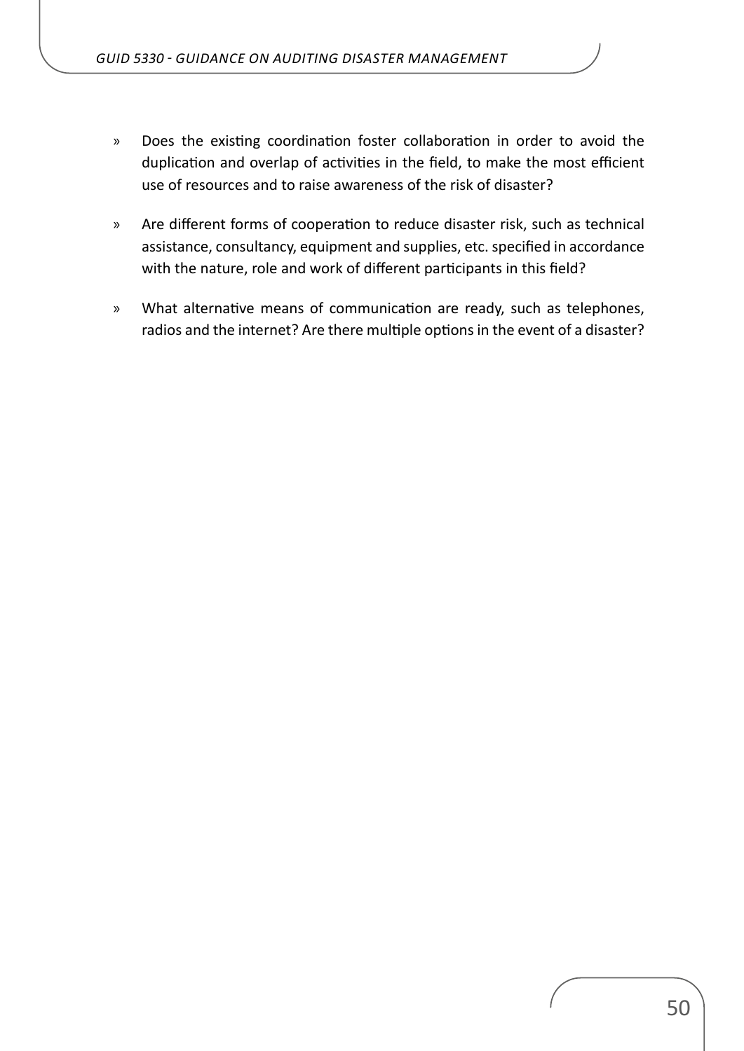- Does the existing coordination foster collaboration in order to avoid the duplication and overlap of activities in the field, to make the most efficient use of resources and to raise awareness of the risk of disaster?

- Are different forms of cooperation to reduce disaster risk, such as technical assistance, consultancy, equipment and supplies, etc. specified in accordance with the nature, role and work of different participants in this field?

- What alternative means of communication are ready, such as telephones, radios and the internet? Are there multiple options in the event of a disaster?